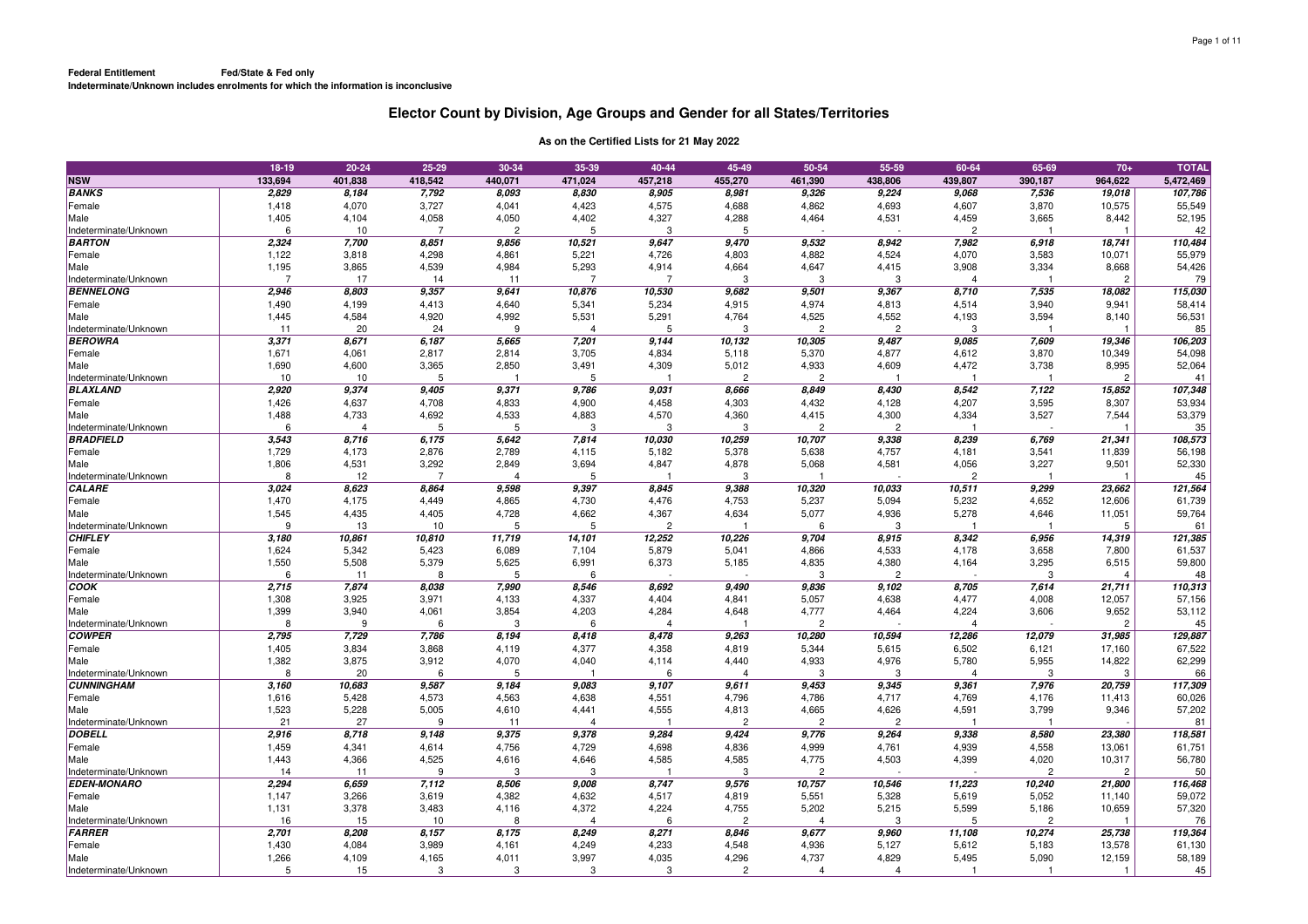**Federal Entitlement** **Fed/State & Fed only**
**Indeterminate/Unknown includes enrolments for which the information is inconclusive**

# Elector Count by Division, Age Groups and Gender for all States/Territories

**As on the Certified Lists for 21 May 2022**

| | 18-19 | 20-24 | 25-29 | 30-34 | 35-39 | 40-44 | 45-49 | 50-54 | 55-59 | 60-64 | 65-69 | 70+ | TOTAL |
|---|---|---|---|---|---|---|---|---|---|---|---|---|---|
| **NSW** | **133,694** | **401,838** | **418,542** | **440,071** | **471,024** | **457,218** | **455,270** | **461,390** | **438,806** | **439,807** | **390,187** | **964,622** | **5,472,469** |
| ***BANKS*** | ***2,829*** | ***8,184*** | ***7,792*** | ***8,093*** | ***8,830*** | ***8,905*** | ***8,981*** | ***9,326*** | ***9,224*** | ***9,068*** | ***7,536*** | ***19,018*** | ***107,786*** |
| Female | 1,418 | 4,070 | 3,727 | 4,041 | 4,423 | 4,575 | 4,688 | 4,862 | 4,693 | 4,607 | 3,870 | 10,575 | 55,549 |
| Male | 1,405 | 4,104 | 4,058 | 4,050 | 4,402 | 4,327 | 4,288 | 4,464 | 4,531 | 4,459 | 3,665 | 8,442 | 52,195 |
| Indeterminate/Unknown | 6 | 10 | 7 | 2 | 5 | 3 | 5 | - | - | 2 | 1 | 1 | 42 |
| ***BARTON*** | ***2,324*** | ***7,700*** | ***8,851*** | ***9,856*** | ***10,521*** | ***9,647*** | ***9,470*** | ***9,532*** | ***8,942*** | ***7,982*** | ***6,918*** | ***18,741*** | ***110,484*** |
| Female | 1,122 | 3,818 | 4,298 | 4,861 | 5,221 | 4,726 | 4,803 | 4,882 | 4,524 | 4,070 | 3,583 | 10,071 | 55,979 |
| Male | 1,195 | 3,865 | 4,539 | 4,984 | 5,293 | 4,914 | 4,664 | 4,647 | 4,415 | 3,908 | 3,334 | 8,668 | 54,426 |
| Indeterminate/Unknown | 7 | 17 | 14 | 11 | 7 | 7 | 3 | 3 | 3 | 4 | 1 | 2 | 79 |
| ***BENNELONG*** | ***2,946*** | ***8,803*** | ***9,357*** | ***9,641*** | ***10,876*** | ***10,530*** | ***9,682*** | ***9,501*** | ***9,367*** | ***8,710*** | ***7,535*** | ***18,082*** | ***115,030*** |
| Female | 1,490 | 4,199 | 4,413 | 4,640 | 5,341 | 5,234 | 4,915 | 4,974 | 4,813 | 4,514 | 3,940 | 9,941 | 58,414 |
| Male | 1,445 | 4,584 | 4,920 | 4,992 | 5,531 | 5,291 | 4,764 | 4,525 | 4,552 | 4,193 | 3,594 | 8,140 | 56,531 |
| Indeterminate/Unknown | 11 | 20 | 24 | 9 | 4 | 5 | 3 | 2 | 2 | 3 | 1 | 1 | 85 |
| ***BEROWRA*** | ***3,371*** | ***8,671*** | ***6,187*** | ***5,665*** | ***7,201*** | ***9,144*** | ***10,132*** | ***10,305*** | ***9,487*** | ***9,085*** | ***7,609*** | ***19,346*** | ***106,203*** |
| Female | 1,671 | 4,061 | 2,817 | 2,814 | 3,705 | 4,834 | 5,118 | 5,370 | 4,877 | 4,612 | 3,870 | 10,349 | 54,098 |
| Male | 1,690 | 4,600 | 3,365 | 2,850 | 3,491 | 4,309 | 5,012 | 4,933 | 4,609 | 4,472 | 3,738 | 8,995 | 52,064 |
| Indeterminate/Unknown | 10 | 10 | 5 | 1 | 5 | 1 | 2 | 2 | 1 | 1 | 1 | 2 | 41 |
| ***BLAXLAND*** | ***2,920*** | ***9,374*** | ***9,405*** | ***9,371*** | ***9,786*** | ***9,031*** | ***8,666*** | ***8,849*** | ***8,430*** | ***8,542*** | ***7,122*** | ***15,852*** | ***107,348*** |
| Female | 1,426 | 4,637 | 4,708 | 4,833 | 4,900 | 4,458 | 4,303 | 4,432 | 4,128 | 4,207 | 3,595 | 8,307 | 53,934 |
| Male | 1,488 | 4,733 | 4,692 | 4,533 | 4,883 | 4,570 | 4,360 | 4,415 | 4,300 | 4,334 | 3,527 | 7,544 | 53,379 |
| Indeterminate/Unknown | 6 | 4 | 5 | 5 | 3 | 3 | 3 | 2 | 2 | 1 | - | 1 | 35 |
| ***BRADFIELD*** | ***3,543*** | ***8,716*** | ***6,175*** | ***5,642*** | ***7,814*** | ***10,030*** | ***10,259*** | ***10,707*** | ***9,338*** | ***8,239*** | ***6,769*** | ***21,341*** | ***108,573*** |
| Female | 1,729 | 4,173 | 2,876 | 2,789 | 4,115 | 5,182 | 5,378 | 5,638 | 4,757 | 4,181 | 3,541 | 11,839 | 56,198 |
| Male | 1,806 | 4,531 | 3,292 | 2,849 | 3,694 | 4,847 | 4,878 | 5,068 | 4,581 | 4,056 | 3,227 | 9,501 | 52,330 |
| Indeterminate/Unknown | 8 | 12 | 7 | 4 | 5 | 1 | 3 | 1 | - | 2 | 1 | 1 | 45 |
| ***CALARE*** | ***3,024*** | ***8,623*** | ***8,864*** | ***9,598*** | ***9,397*** | ***8,845*** | ***9,388*** | ***10,320*** | ***10,033*** | ***10,511*** | ***9,299*** | ***23,662*** | ***121,564*** |
| Female | 1,470 | 4,175 | 4,449 | 4,865 | 4,730 | 4,476 | 4,753 | 5,237 | 5,094 | 5,232 | 4,652 | 12,606 | 61,739 |
| Male | 1,545 | 4,435 | 4,405 | 4,728 | 4,662 | 4,367 | 4,634 | 5,077 | 4,936 | 5,278 | 4,646 | 11,051 | 59,764 |
| Indeterminate/Unknown | 9 | 13 | 10 | 5 | 5 | 2 | 1 | 6 | 3 | 1 | 1 | 5 | 61 |
| ***CHIFLEY*** | ***3,180*** | ***10,861*** | ***10,810*** | ***11,719*** | ***14,101*** | ***12,252*** | ***10,226*** | ***9,704*** | ***8,915*** | ***8,342*** | ***6,956*** | ***14,319*** | ***121,385*** |
| Female | 1,624 | 5,342 | 5,423 | 6,089 | 7,104 | 5,879 | 5,041 | 4,866 | 4,533 | 4,178 | 3,658 | 7,800 | 61,537 |
| Male | 1,550 | 5,508 | 5,379 | 5,625 | 6,991 | 6,373 | 5,185 | 4,835 | 4,380 | 4,164 | 3,295 | 6,515 | 59,800 |
| Indeterminate/Unknown | 6 | 11 | 8 | 5 | 6 | - | - | 3 | 2 | - | 3 | 4 | 48 |
| ***COOK*** | ***2,715*** | ***7,874*** | ***8,038*** | ***7,990*** | ***8,546*** | ***8,692*** | ***9,490*** | ***9,836*** | ***9,102*** | ***8,705*** | ***7,614*** | ***21,711*** | ***110,313*** |
| Female | 1,308 | 3,925 | 3,971 | 4,133 | 4,337 | 4,404 | 4,841 | 5,057 | 4,638 | 4,477 | 4,008 | 12,057 | 57,156 |
| Male | 1,399 | 3,940 | 4,061 | 3,854 | 4,203 | 4,284 | 4,648 | 4,777 | 4,464 | 4,224 | 3,606 | 9,652 | 53,112 |
| Indeterminate/Unknown | 8 | 9 | 6 | 3 | 6 | 4 | 1 | 2 | - | 4 | - | 2 | 45 |
| ***COWPER*** | ***2,795*** | ***7,729*** | ***7,786*** | ***8,194*** | ***8,418*** | ***8,478*** | ***9,263*** | ***10,280*** | ***10,594*** | ***12,286*** | ***12,079*** | ***31,985*** | ***129,887*** |
| Female | 1,405 | 3,834 | 3,868 | 4,119 | 4,377 | 4,358 | 4,819 | 5,344 | 5,615 | 6,502 | 6,121 | 17,160 | 67,522 |
| Male | 1,382 | 3,875 | 3,912 | 4,070 | 4,040 | 4,114 | 4,440 | 4,933 | 4,976 | 5,780 | 5,955 | 14,822 | 62,299 |
| Indeterminate/Unknown | 8 | 20 | 6 | 5 | 1 | 6 | 4 | 3 | 3 | 4 | 3 | 3 | 66 |
| ***CUNNINGHAM*** | ***3,160*** | ***10,683*** | ***9,587*** | ***9,184*** | ***9,083*** | ***9,107*** | ***9,611*** | ***9,453*** | ***9,345*** | ***9,361*** | ***7,976*** | ***20,759*** | ***117,309*** |
| Female | 1,616 | 5,428 | 4,573 | 4,563 | 4,638 | 4,551 | 4,796 | 4,786 | 4,717 | 4,769 | 4,176 | 11,413 | 60,026 |
| Male | 1,523 | 5,228 | 5,005 | 4,610 | 4,441 | 4,555 | 4,813 | 4,665 | 4,626 | 4,591 | 3,799 | 9,346 | 57,202 |
| Indeterminate/Unknown | 21 | 27 | 9 | 11 | 4 | 1 | 2 | 2 | 2 | 1 | 1 | - | 81 |
| ***DOBELL*** | ***2,916*** | ***8,718*** | ***9,148*** | ***9,375*** | ***9,378*** | ***9,284*** | ***9,424*** | ***9,776*** | ***9,264*** | ***9,338*** | ***8,580*** | ***23,380*** | ***118,581*** |
| Female | 1,459 | 4,341 | 4,614 | 4,756 | 4,729 | 4,698 | 4,836 | 4,999 | 4,761 | 4,939 | 4,558 | 13,061 | 61,751 |
| Male | 1,443 | 4,366 | 4,525 | 4,616 | 4,646 | 4,585 | 4,585 | 4,775 | 4,503 | 4,399 | 4,020 | 10,317 | 56,780 |
| Indeterminate/Unknown | 14 | 11 | 9 | 3 | 3 | 1 | 3 | 2 | - | - | 2 | 2 | 50 |
| ***EDEN-MONARO*** | ***2,294*** | ***6,659*** | ***7,112*** | ***8,506*** | ***9,008*** | ***8,747*** | ***9,576*** | ***10,757*** | ***10,546*** | ***11,223*** | ***10,240*** | ***21,800*** | ***116,468*** |
| Female | 1,147 | 3,266 | 3,619 | 4,382 | 4,632 | 4,517 | 4,819 | 5,551 | 5,328 | 5,619 | 5,052 | 11,140 | 59,072 |
| Male | 1,131 | 3,378 | 3,483 | 4,116 | 4,372 | 4,224 | 4,755 | 5,202 | 5,215 | 5,599 | 5,186 | 10,659 | 57,320 |
| Indeterminate/Unknown | 16 | 15 | 10 | 8 | 4 | 6 | 2 | 4 | 3 | 5 | 2 | 1 | 76 |
| ***FARRER*** | ***2,701*** | ***8,208*** | ***8,157*** | ***8,175*** | ***8,249*** | ***8,271*** | ***8,846*** | ***9,677*** | ***9,960*** | ***11,108*** | ***10,274*** | ***25,738*** | ***119,364*** |
| Female | 1,430 | 4,084 | 3,989 | 4,161 | 4,249 | 4,233 | 4,548 | 4,936 | 5,127 | 5,612 | 5,183 | 13,578 | 61,130 |
| Male | 1,266 | 4,109 | 4,165 | 4,011 | 3,997 | 4,035 | 4,296 | 4,737 | 4,829 | 5,495 | 5,090 | 12,159 | 58,189 |
| Indeterminate/Unknown | 5 | 15 | 3 | 3 | 3 | 3 | 2 | 4 | 4 | 1 | 1 | 1 | 45 |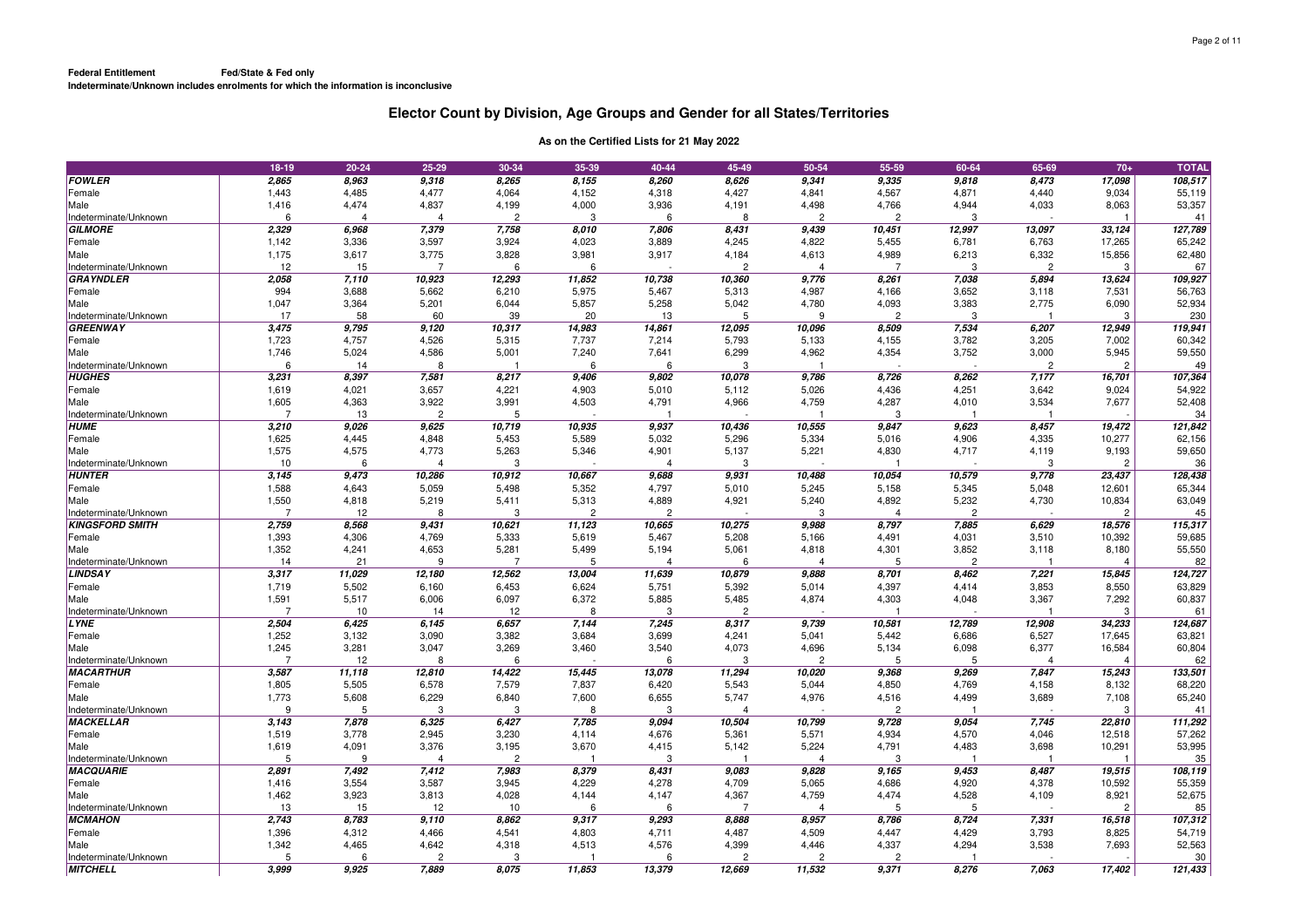**Federal Entitlement** **Fed/State & Fed only**
**Indeterminate/Unknown includes enrolments for which the information is inconclusive**

# Elector Count by Division, Age Groups and Gender for all States/Territories

### As on the Certified Lists for 21 May 2022

| | 18-19 | 20-24 | 25-29 | 30-34 | 35-39 | 40-44 | 45-49 | 50-54 | 55-59 | 60-64 | 65-69 | 70+ | TOTAL |
|---|---|---|---|---|---|---|---|---|---|---|---|---|---|
| ***FOWLER*** | ***2,865*** | ***8,963*** | ***9,318*** | ***8,265*** | ***8,155*** | ***8,260*** | ***8,626*** | ***9,341*** | ***9,335*** | ***9,818*** | ***8,473*** | ***17,098*** | ***108,517*** |
| Female | 1,443 | 4,485 | 4,477 | 4,064 | 4,152 | 4,318 | 4,427 | 4,841 | 4,567 | 4,871 | 4,440 | 9,034 | 55,119 |
| Male | 1,416 | 4,474 | 4,837 | 4,199 | 4,000 | 3,936 | 4,191 | 4,498 | 4,766 | 4,944 | 4,033 | 8,063 | 53,357 |
| Indeterminate/Unknown | 6 | 4 | 4 | 2 | 3 | 6 | 8 | 2 | 2 | 3 | - | 1 | 41 |
| ***GILMORE*** | ***2,329*** | ***6,968*** | ***7,379*** | ***7,758*** | ***8,010*** | ***7,806*** | ***8,431*** | ***9,439*** | ***10,451*** | ***12,997*** | ***13,097*** | ***33,124*** | ***127,789*** |
| Female | 1,142 | 3,336 | 3,597 | 3,924 | 4,023 | 3,889 | 4,245 | 4,822 | 5,455 | 6,781 | 6,763 | 17,265 | 65,242 |
| Male | 1,175 | 3,617 | 3,775 | 3,828 | 3,981 | 3,917 | 4,184 | 4,613 | 4,989 | 6,213 | 6,332 | 15,856 | 62,480 |
| Indeterminate/Unknown | 12 | 15 | 7 | 6 | 6 | - | 2 | 4 | 7 | 3 | 2 | 3 | 67 |
| ***GRAYNDLER*** | ***2,058*** | ***7,110*** | ***10,923*** | ***12,293*** | ***11,852*** | ***10,738*** | ***10,360*** | ***9,776*** | ***8,261*** | ***7,038*** | ***5,894*** | ***13,624*** | ***109,927*** |
| Female | 994 | 3,688 | 5,662 | 6,210 | 5,975 | 5,467 | 5,313 | 4,987 | 4,166 | 3,652 | 3,118 | 7,531 | 56,763 |
| Male | 1,047 | 3,364 | 5,201 | 6,044 | 5,857 | 5,258 | 5,042 | 4,780 | 4,093 | 3,383 | 2,775 | 6,090 | 52,934 |
| Indeterminate/Unknown | 17 | 58 | 60 | 39 | 20 | 13 | 5 | 9 | 2 | 3 | 1 | 3 | 230 |
| ***GREENWAY*** | ***3,475*** | ***9,795*** | ***9,120*** | ***10,317*** | ***14,983*** | ***14,861*** | ***12,095*** | ***10,096*** | ***8,509*** | ***7,534*** | ***6,207*** | ***12,949*** | ***119,941*** |
| Female | 1,723 | 4,757 | 4,526 | 5,315 | 7,737 | 7,214 | 5,793 | 5,133 | 4,155 | 3,782 | 3,205 | 7,002 | 60,342 |
| Male | 1,746 | 5,024 | 4,586 | 5,001 | 7,240 | 7,641 | 6,299 | 4,962 | 4,354 | 3,752 | 3,000 | 5,945 | 59,550 |
| Indeterminate/Unknown | 6 | 14 | 8 | 1 | 6 | 6 | 3 | 1 | - | - | 2 | 2 | 49 |
| ***HUGHES*** | ***3,231*** | ***8,397*** | ***7,581*** | ***8,217*** | ***9,406*** | ***9,802*** | ***10,078*** | ***9,786*** | ***8,726*** | ***8,262*** | ***7,177*** | ***16,701*** | ***107,364*** |
| Female | 1,619 | 4,021 | 3,657 | 4,221 | 4,903 | 5,010 | 5,112 | 5,026 | 4,436 | 4,251 | 3,642 | 9,024 | 54,922 |
| Male | 1,605 | 4,363 | 3,922 | 3,991 | 4,503 | 4,791 | 4,966 | 4,759 | 4,287 | 4,010 | 3,534 | 7,677 | 52,408 |
| Indeterminate/Unknown | 7 | 13 | 2 | 5 | - | 1 | - | 1 | 3 | 1 | 1 | - | 34 |
| ***HUME*** | ***3,210*** | ***9,026*** | ***9,625*** | ***10,719*** | ***10,935*** | ***9,937*** | ***10,436*** | ***10,555*** | ***9,847*** | ***9,623*** | ***8,457*** | ***19,472*** | ***121,842*** |
| Female | 1,625 | 4,445 | 4,848 | 5,453 | 5,589 | 5,032 | 5,296 | 5,334 | 5,016 | 4,906 | 4,335 | 10,277 | 62,156 |
| Male | 1,575 | 4,575 | 4,773 | 5,263 | 5,346 | 4,901 | 5,137 | 5,221 | 4,830 | 4,717 | 4,119 | 9,193 | 59,650 |
| Indeterminate/Unknown | 10 | 6 | 4 | 3 | - | 4 | 3 | - | 1 | - | 3 | 2 | 36 |
| ***HUNTER*** | ***3,145*** | ***9,473*** | ***10,286*** | ***10,912*** | ***10,667*** | ***9,688*** | ***9,931*** | ***10,488*** | ***10,054*** | ***10,579*** | ***9,778*** | ***23,437*** | ***128,438*** |
| Female | 1,588 | 4,643 | 5,059 | 5,498 | 5,352 | 4,797 | 5,010 | 5,245 | 5,158 | 5,345 | 5,048 | 12,601 | 65,344 |
| Male | 1,550 | 4,818 | 5,219 | 5,411 | 5,313 | 4,889 | 4,921 | 5,240 | 4,892 | 5,232 | 4,730 | 10,834 | 63,049 |
| Indeterminate/Unknown | 7 | 12 | 8 | 3 | 2 | 2 | - | 3 | 4 | 2 | - | 2 | 45 |
| ***KINGSFORD SMITH*** | ***2,759*** | ***8,568*** | ***9,431*** | ***10,621*** | ***11,123*** | ***10,665*** | ***10,275*** | ***9,988*** | ***8,797*** | ***7,885*** | ***6,629*** | ***18,576*** | ***115,317*** |
| Female | 1,393 | 4,306 | 4,769 | 5,333 | 5,619 | 5,467 | 5,208 | 5,166 | 4,491 | 4,031 | 3,510 | 10,392 | 59,685 |
| Male | 1,352 | 4,241 | 4,653 | 5,281 | 5,499 | 5,194 | 5,061 | 4,818 | 4,301 | 3,852 | 3,118 | 8,180 | 55,550 |
| Indeterminate/Unknown | 14 | 21 | 9 | 7 | 5 | 4 | 6 | 4 | 5 | 2 | 1 | 4 | 82 |
| ***LINDSAY*** | ***3,317*** | ***11,029*** | ***12,180*** | ***12,562*** | ***13,004*** | ***11,639*** | ***10,879*** | ***9,888*** | ***8,701*** | ***8,462*** | ***7,221*** | ***15,845*** | ***124,727*** |
| Female | 1,719 | 5,502 | 6,160 | 6,453 | 6,624 | 5,751 | 5,392 | 5,014 | 4,397 | 4,414 | 3,853 | 8,550 | 63,829 |
| Male | 1,591 | 5,517 | 6,006 | 6,097 | 6,372 | 5,885 | 5,485 | 4,874 | 4,303 | 4,048 | 3,367 | 7,292 | 60,837 |
| Indeterminate/Unknown | 7 | 10 | 14 | 12 | 8 | 3 | 2 | - | 1 | - | 1 | 3 | 61 |
| ***LYNE*** | ***2,504*** | ***6,425*** | ***6,145*** | ***6,657*** | ***7,144*** | ***7,245*** | ***8,317*** | ***9,739*** | ***10,581*** | ***12,789*** | ***12,908*** | ***34,233*** | ***124,687*** |
| Female | 1,252 | 3,132 | 3,090 | 3,382 | 3,684 | 3,699 | 4,241 | 5,041 | 5,442 | 6,686 | 6,527 | 17,645 | 63,821 |
| Male | 1,245 | 3,281 | 3,047 | 3,269 | 3,460 | 3,540 | 4,073 | 4,696 | 5,134 | 6,098 | 6,377 | 16,584 | 60,804 |
| Indeterminate/Unknown | 7 | 12 | 8 | 6 | - | 6 | 3 | 2 | 5 | 5 | 4 | 4 | 62 |
| ***MACARTHUR*** | ***3,587*** | ***11,118*** | ***12,810*** | ***14,422*** | ***15,445*** | ***13,078*** | ***11,294*** | ***10,020*** | ***9,368*** | ***9,269*** | ***7,847*** | ***15,243*** | ***133,501*** |
| Female | 1,805 | 5,505 | 6,578 | 7,579 | 7,837 | 6,420 | 5,543 | 5,044 | 4,850 | 4,769 | 4,158 | 8,132 | 68,220 |
| Male | 1,773 | 5,608 | 6,229 | 6,840 | 7,600 | 6,655 | 5,747 | 4,976 | 4,516 | 4,499 | 3,689 | 7,108 | 65,240 |
| Indeterminate/Unknown | 9 | 5 | 3 | 3 | 8 | 3 | 4 | - | 2 | 1 | - | 3 | 41 |
| ***MACKELLAR*** | ***3,143*** | ***7,878*** | ***6,325*** | ***6,427*** | ***7,785*** | ***9,094*** | ***10,504*** | ***10,799*** | ***9,728*** | ***9,054*** | ***7,745*** | ***22,810*** | ***111,292*** |
| Female | 1,519 | 3,778 | 2,945 | 3,230 | 4,114 | 4,676 | 5,361 | 5,571 | 4,934 | 4,570 | 4,046 | 12,518 | 57,262 |
| Male | 1,619 | 4,091 | 3,376 | 3,195 | 3,670 | 4,415 | 5,142 | 5,224 | 4,791 | 4,483 | 3,698 | 10,291 | 53,995 |
| Indeterminate/Unknown | 5 | 9 | 4 | 2 | 1 | 3 | 1 | 4 | 3 | 1 | 1 | 1 | 35 |
| ***MACQUARIE*** | ***2,891*** | ***7,492*** | ***7,412*** | ***7,983*** | ***8,379*** | ***8,431*** | ***9,083*** | ***9,828*** | ***9,165*** | ***9,453*** | ***8,487*** | ***19,515*** | ***108,119*** |
| Female | 1,416 | 3,554 | 3,587 | 3,945 | 4,229 | 4,278 | 4,709 | 5,065 | 4,686 | 4,920 | 4,378 | 10,592 | 55,359 |
| Male | 1,462 | 3,923 | 3,813 | 4,028 | 4,144 | 4,147 | 4,367 | 4,759 | 4,474 | 4,528 | 4,109 | 8,921 | 52,675 |
| Indeterminate/Unknown | 13 | 15 | 12 | 10 | 6 | 6 | 7 | 4 | 5 | 5 | - | 2 | 85 |
| ***MCMAHON*** | ***2,743*** | ***8,783*** | ***9,110*** | ***8,862*** | ***9,317*** | ***9,293*** | ***8,888*** | ***8,957*** | ***8,786*** | ***8,724*** | ***7,331*** | ***16,518*** | ***107,312*** |
| Female | 1,396 | 4,312 | 4,466 | 4,541 | 4,803 | 4,711 | 4,487 | 4,509 | 4,447 | 4,429 | 3,793 | 8,825 | 54,719 |
| Male | 1,342 | 4,465 | 4,642 | 4,318 | 4,513 | 4,576 | 4,399 | 4,446 | 4,337 | 4,294 | 3,538 | 7,693 | 52,563 |
| Indeterminate/Unknown | 5 | 6 | 2 | 3 | 1 | 6 | 2 | 2 | 2 | 1 | - | - | 30 |
| ***MITCHELL*** | ***3,999*** | ***9,925*** | ***7,889*** | ***8,075*** | ***11,853*** | ***13,379*** | ***12,669*** | ***11,532*** | ***9,371*** | ***8,276*** | ***7,063*** | ***17,402*** | ***121,433*** |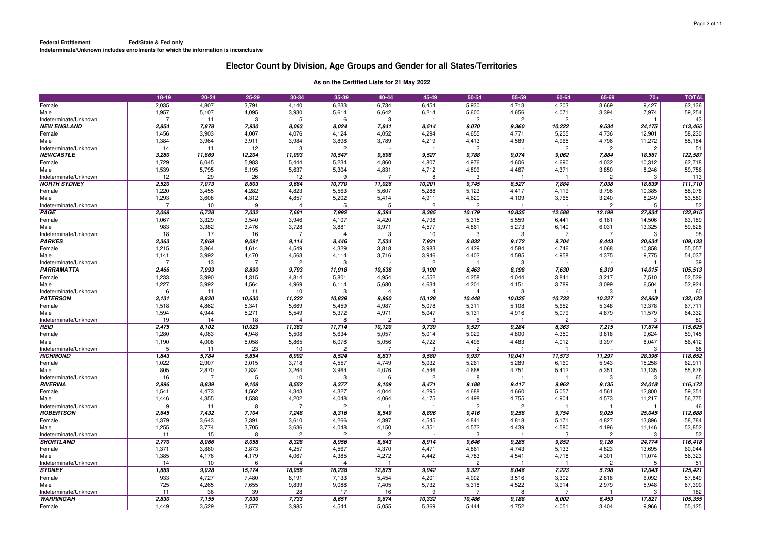**Federal Entitlement** **Fed/State & Fed only**
**Indeterminate/Unknown includes enrolments for which the information is inconclusive**

# Elector Count by Division, Age Groups and Gender for all States/Territories

### As on the Certified Lists for 21 May 2022

| | 18-19 | 20-24 | 25-29 | 30-34 | 35-39 | 40-44 | 45-49 | 50-54 | 55-59 | 60-64 | 65-69 | 70+ | TOTAL |
|---|---|---|---|---|---|---|---|---|---|---|---|---|---|
| Female | 2,035 | 4,807 | 3,791 | 4,140 | 6,233 | 6,734 | 6,454 | 5,930 | 4,713 | 4,203 | 3,669 | 9,427 | 62,136 |
| Male | 1,957 | 5,107 | 4,095 | 3,930 | 5,614 | 6,642 | 6,214 | 5,600 | 4,656 | 4,071 | 3,394 | 7,974 | 59,254 |
| Indeterminate/Unknown | 7 | 11 | 3 | 5 | 6 | 3 | 1 | 2 | 2 | 2 | - | 1 | 43 |
| ***NEW ENGLAND*** | ***2,854*** | ***7,878*** | ***7,930*** | ***8,063*** | ***8,024*** | ***7,841*** | ***8,514*** | ***9,070*** | ***9,360*** | ***10,222*** | ***9,534*** | ***24,175*** | ***113,465*** |
| Female | 1,456 | 3,903 | 4,007 | 4,076 | 4,124 | 4,052 | 4,294 | 4,655 | 4,771 | 5,255 | 4,736 | 12,901 | 58,230 |
| Male | 1,384 | 3,964 | 3,911 | 3,984 | 3,898 | 3,789 | 4,219 | 4,413 | 4,589 | 4,965 | 4,796 | 11,272 | 55,184 |
| Indeterminate/Unknown | 14 | 11 | 12 | 3 | 2 | - | 1 | 2 | - | 2 | 2 | 2 | 51 |
| ***NEWCASTLE*** | ***3,280*** | ***11,869*** | ***12,204*** | ***11,093*** | ***10,547*** | ***9,698*** | ***9,527*** | ***9,788*** | ***9,074*** | ***9,062*** | ***7,884*** | ***18,561*** | ***122,587*** |
| Female | 1,729 | 6,045 | 5,983 | 5,444 | 5,234 | 4,860 | 4,807 | 4,976 | 4,606 | 4,690 | 4,032 | 10,312 | 62,718 |
| Male | 1,539 | 5,795 | 6,195 | 5,637 | 5,304 | 4,831 | 4,712 | 4,809 | 4,467 | 4,371 | 3,850 | 8,246 | 59,756 |
| Indeterminate/Unknown | 12 | 29 | 26 | 12 | 9 | 7 | 8 | 3 | 1 | 1 | 2 | 3 | 113 |
| ***NORTH SYDNEY*** | ***2,520*** | ***7,073*** | ***8,603*** | ***9,684*** | ***10,770*** | ***11,026*** | ***10,201*** | ***9,745*** | ***8,527*** | ***7,884*** | ***7,038*** | ***18,639*** | ***111,710*** |
| Female | 1,220 | 3,455 | 4,282 | 4,823 | 5,563 | 5,607 | 5,288 | 5,123 | 4,417 | 4,119 | 3,796 | 10,385 | 58,078 |
| Male | 1,293 | 3,608 | 4,312 | 4,857 | 5,202 | 5,414 | 4,911 | 4,620 | 4,109 | 3,765 | 3,240 | 8,249 | 53,580 |
| Indeterminate/Unknown | 7 | 10 | 9 | 4 | 5 | 5 | 2 | 2 | 1 | - | 2 | 5 | 52 |
| ***PAGE*** | ***2,068*** | ***6,728*** | ***7,032*** | ***7,681*** | ***7,992*** | ***8,394*** | ***9,385*** | ***10,179*** | ***10,835*** | ***12,588*** | ***12,199*** | ***27,834*** | ***122,915*** |
| Female | 1,067 | 3,329 | 3,540 | 3,946 | 4,107 | 4,420 | 4,798 | 5,315 | 5,559 | 6,441 | 6,161 | 14,506 | 63,189 |
| Male | 983 | 3,382 | 3,476 | 3,728 | 3,881 | 3,971 | 4,577 | 4,861 | 5,273 | 6,140 | 6,031 | 13,325 | 59,628 |
| Indeterminate/Unknown | 18 | 17 | 16 | 7 | 4 | 3 | 10 | 3 | 3 | 7 | 7 | 3 | 98 |
| ***PARKES*** | ***2,363*** | ***7,869*** | ***9,091*** | ***9,114*** | ***8,446*** | ***7,534*** | ***7,931*** | ***8,832*** | ***9,172*** | ***9,704*** | ***8,443*** | ***20,634*** | ***109,133*** |
| Female | 1,215 | 3,864 | 4,614 | 4,549 | 4,329 | 3,818 | 3,983 | 4,429 | 4,584 | 4,746 | 4,068 | 10,858 | 55,057 |
| Male | 1,141 | 3,992 | 4,470 | 4,563 | 4,114 | 3,716 | 3,946 | 4,402 | 4,585 | 4,958 | 4,375 | 9,775 | 54,037 |
| Indeterminate/Unknown | 7 | 13 | 7 | 2 | 3 | - | 2 | 1 | 3 | - | - | 1 | 39 |
| ***PARRAMATTA*** | ***2,466*** | ***7,993*** | ***8,890*** | ***9,793*** | ***11,918*** | ***10,638*** | ***9,190*** | ***8,463*** | ***8,198*** | ***7,630*** | ***6,319*** | ***14,015*** | ***105,513*** |
| Female | 1,233 | 3,990 | 4,315 | 4,814 | 5,801 | 4,954 | 4,552 | 4,258 | 4,044 | 3,841 | 3,217 | 7,510 | 52,529 |
| Male | 1,227 | 3,992 | 4,564 | 4,969 | 6,114 | 5,680 | 4,634 | 4,201 | 4,151 | 3,789 | 3,099 | 6,504 | 52,924 |
| Indeterminate/Unknown | 6 | 11 | 11 | 10 | 3 | 4 | 4 | 4 | 3 | - | 3 | 1 | 60 |
| ***PATERSON*** | ***3,131*** | ***9,820*** | ***10,630*** | ***11,222*** | ***10,839*** | ***9,960*** | ***10,128*** | ***10,448*** | ***10,025*** | ***10,733*** | ***10,227*** | ***24,960*** | ***132,123*** |
| Female | 1,518 | 4,862 | 5,341 | 5,669 | 5,459 | 4,987 | 5,078 | 5,311 | 5,108 | 5,652 | 5,348 | 13,378 | 67,711 |
| Male | 1,594 | 4,944 | 5,271 | 5,549 | 5,372 | 4,971 | 5,047 | 5,131 | 4,916 | 5,079 | 4,879 | 11,579 | 64,332 |
| Indeterminate/Unknown | 19 | 14 | 18 | 4 | 8 | 2 | 3 | 6 | 1 | 2 | - | 3 | 80 |
| ***REID*** | ***2,475*** | ***8,102*** | ***10,029*** | ***11,383*** | ***11,714*** | ***10,120*** | ***9,739*** | ***9,527*** | ***9,284*** | ***8,363*** | ***7,215*** | ***17,674*** | ***115,625*** |
| Female | 1,280 | 4,083 | 4,948 | 5,508 | 5,634 | 5,057 | 5,014 | 5,029 | 4,800 | 4,350 | 3,818 | 9,624 | 59,145 |
| Male | 1,190 | 4,008 | 5,058 | 5,865 | 6,078 | 5,056 | 4,722 | 4,496 | 4,483 | 4,012 | 3,397 | 8,047 | 56,412 |
| Indeterminate/Unknown | 5 | 11 | 23 | 10 | 2 | 7 | 3 | 2 | 1 | 1 | - | 3 | 68 |
| ***RICHMOND*** | ***1,843*** | ***5,784*** | ***5,854*** | ***6,992*** | ***8,524*** | ***8,831*** | ***9,580*** | ***9,937*** | ***10,041*** | ***11,573*** | ***11,297*** | ***28,396*** | ***118,652*** |
| Female | 1,022 | 2,907 | 3,015 | 3,718 | 4,557 | 4,749 | 5,032 | 5,261 | 5,289 | 6,160 | 5,943 | 15,258 | 62,911 |
| Male | 805 | 2,870 | 2,834 | 3,264 | 3,964 | 4,076 | 4,546 | 4,668 | 4,751 | 5,412 | 5,351 | 13,135 | 55,676 |
| Indeterminate/Unknown | 16 | 7 | 5 | 10 | 3 | 6 | 2 | 8 | 1 | 1 | 3 | 3 | 65 |
| ***RIVERINA*** | ***2,996*** | ***8,839*** | ***9,108*** | ***8,552*** | ***8,377*** | ***8,109*** | ***8,471*** | ***9,188*** | ***9,417*** | ***9,962*** | ***9,135*** | ***24,018*** | ***116,172*** |
| Female | 1,541 | 4,473 | 4,562 | 4,343 | 4,327 | 4,044 | 4,295 | 4,688 | 4,660 | 5,057 | 4,561 | 12,800 | 59,351 |
| Male | 1,446 | 4,355 | 4,538 | 4,202 | 4,048 | 4,064 | 4,175 | 4,498 | 4,755 | 4,904 | 4,573 | 11,217 | 56,775 |
| Indeterminate/Unknown | 9 | 11 | 8 | 7 | 2 | 1 | 1 | 2 | 2 | 1 | 1 | 1 | 46 |
| ***ROBERTSON*** | ***2,645*** | ***7,432*** | ***7,104*** | ***7,248*** | ***8,316*** | ***8,549*** | ***8,896*** | ***9,416*** | ***9,258*** | ***9,754*** | ***9,025*** | ***25,045*** | ***112,688*** |
| Female | 1,379 | 3,643 | 3,391 | 3,610 | 4,266 | 4,397 | 4,545 | 4,841 | 4,818 | 5,171 | 4,827 | 13,896 | 58,784 |
| Male | 1,255 | 3,774 | 3,705 | 3,636 | 4,048 | 4,150 | 4,351 | 4,572 | 4,439 | 4,580 | 4,196 | 11,146 | 53,852 |
| Indeterminate/Unknown | 11 | 15 | 8 | 2 | 2 | 2 | - | 3 | 1 | 3 | 2 | 3 | 52 |
| ***SHORTLAND*** | ***2,770*** | ***8,066*** | ***8,058*** | ***8,328*** | ***8,956*** | ***8,643*** | ***8,914*** | ***9,646*** | ***9,285*** | ***9,852*** | ***9,126*** | ***24,774*** | ***116,418*** |
| Female | 1,371 | 3,880 | 3,873 | 4,257 | 4,567 | 4,370 | 4,471 | 4,861 | 4,743 | 5,133 | 4,823 | 13,695 | 60,044 |
| Male | 1,385 | 4,176 | 4,179 | 4,067 | 4,385 | 4,272 | 4,442 | 4,783 | 4,541 | 4,718 | 4,301 | 11,074 | 56,323 |
| Indeterminate/Unknown | 14 | 10 | 6 | 4 | 4 | 1 | 1 | 2 | 1 | 1 | 2 | 5 | 51 |
| ***SYDNEY*** | ***1,669*** | ***9,028*** | ***15,174*** | ***18,058*** | ***16,238*** | ***12,875*** | ***9,942*** | ***9,327*** | ***8,046*** | ***7,223*** | ***5,798*** | ***12,043*** | ***125,421*** |
| Female | 933 | 4,727 | 7,480 | 8,191 | 7,133 | 5,454 | 4,201 | 4,002 | 3,516 | 3,302 | 2,818 | 6,092 | 57,849 |
| Male | 725 | 4,265 | 7,655 | 9,839 | 9,088 | 7,405 | 5,732 | 5,318 | 4,522 | 3,914 | 2,979 | 5,948 | 67,390 |
| Indeterminate/Unknown | 11 | 36 | 39 | 28 | 17 | 16 | 9 | 7 | 8 | 7 | 1 | 3 | 182 |
| ***WARRINGAH*** | ***2,830*** | ***7,155*** | ***7,030*** | ***7,733*** | ***8,651*** | ***9,674*** | ***10,332*** | ***10,486*** | ***9,188*** | ***8,002*** | ***6,453*** | ***17,821*** | ***105,355*** |
| Female | 1,449 | 3,529 | 3,577 | 3,985 | 4,544 | 5,055 | 5,369 | 5,444 | 4,752 | 4,051 | 3,404 | 9,966 | 55,125 |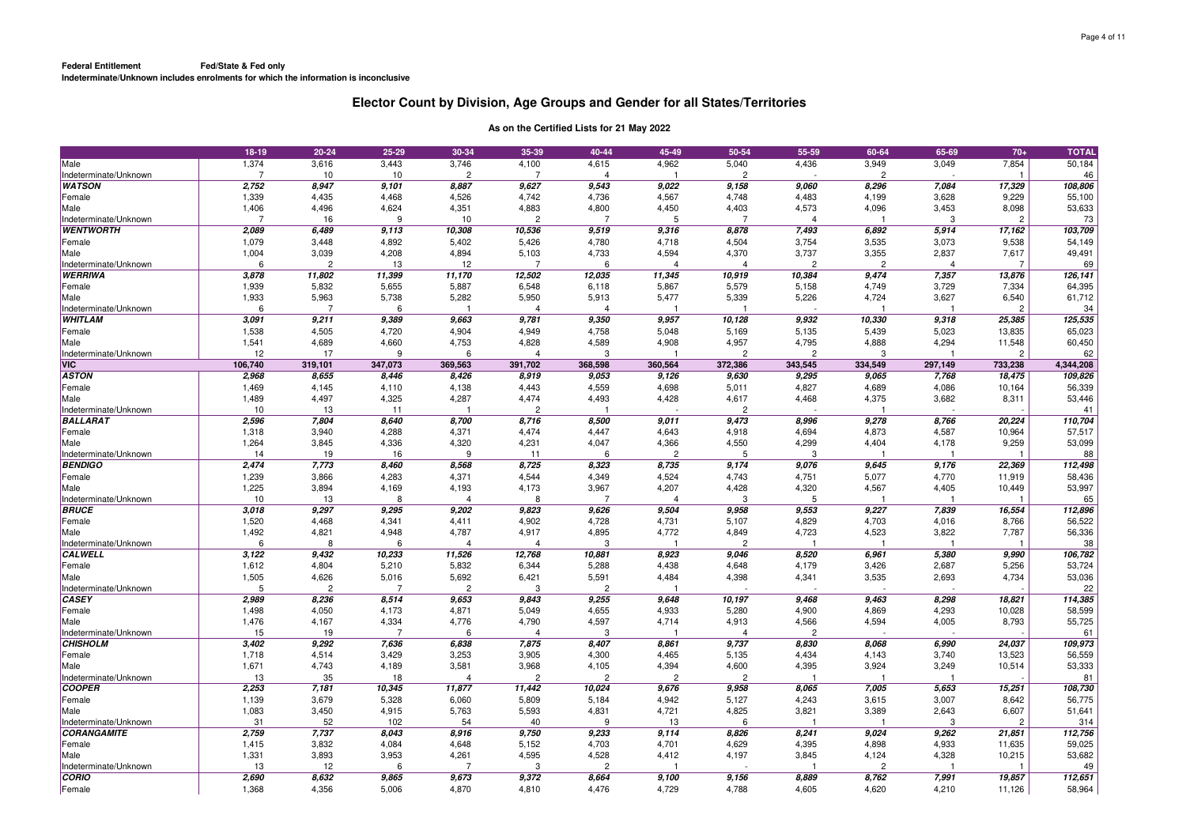**Federal Entitlement** **Fed/State & Fed only**
**Indeterminate/Unknown includes enrolments for which the information is inconclusive**

## Elector Count by Division, Age Groups and Gender for all States/Territories

### As on the Certified Lists for 21 May 2022

| | 18-19 | 20-24 | 25-29 | 30-34 | 35-39 | 40-44 | 45-49 | 50-54 | 55-59 | 60-64 | 65-69 | 70+ | TOTAL |
|---|---|---|---|---|---|---|---|---|---|---|---|---|---|
| Male | 1,374 | 3,616 | 3,443 | 3,746 | 4,100 | 4,615 | 4,962 | 5,040 | 4,436 | 3,949 | 3,049 | 7,854 | 50,184 |
| Indeterminate/Unknown | 7 | 10 | 10 | 2 | 7 | 4 | 1 | 2 | - | 2 | - | 1 | 46 |
| ***WATSON*** | ***2,752*** | ***8,947*** | ***9,101*** | ***8,887*** | ***9,627*** | ***9,543*** | ***9,022*** | ***9,158*** | ***9,060*** | ***8,296*** | ***7,084*** | ***17,329*** | ***108,806*** |
| Female | 1,339 | 4,435 | 4,468 | 4,526 | 4,742 | 4,736 | 4,567 | 4,748 | 4,483 | 4,199 | 3,628 | 9,229 | 55,100 |
| Male | 1,406 | 4,496 | 4,624 | 4,351 | 4,883 | 4,800 | 4,450 | 4,403 | 4,573 | 4,096 | 3,453 | 8,098 | 53,633 |
| Indeterminate/Unknown | 7 | 16 | 9 | 10 | 2 | 7 | 5 | 7 | 4 | 1 | 3 | 2 | 73 |
| ***WENTWORTH*** | ***2,089*** | ***6,489*** | ***9,113*** | ***10,308*** | ***10,536*** | ***9,519*** | ***9,316*** | ***8,878*** | ***7,493*** | ***6,892*** | ***5,914*** | ***17,162*** | ***103,709*** |
| Female | 1,079 | 3,448 | 4,892 | 5,402 | 5,426 | 4,780 | 4,718 | 4,504 | 3,754 | 3,535 | 3,073 | 9,538 | 54,149 |
| Male | 1,004 | 3,039 | 4,208 | 4,894 | 5,103 | 4,733 | 4,594 | 4,370 | 3,737 | 3,355 | 2,837 | 7,617 | 49,491 |
| Indeterminate/Unknown | 6 | 2 | 13 | 12 | 7 | 6 | 4 | 4 | 2 | 2 | 4 | 7 | 69 |
| ***WERRIWA*** | ***3,878*** | ***11,802*** | ***11,399*** | ***11,170*** | ***12,502*** | ***12,035*** | ***11,345*** | ***10,919*** | ***10,384*** | ***9,474*** | ***7,357*** | ***13,876*** | ***126,141*** |
| Female | 1,939 | 5,832 | 5,655 | 5,887 | 6,548 | 6,118 | 5,867 | 5,579 | 5,158 | 4,749 | 3,729 | 7,334 | 64,395 |
| Male | 1,933 | 5,963 | 5,738 | 5,282 | 5,950 | 5,913 | 5,477 | 5,339 | 5,226 | 4,724 | 3,627 | 6,540 | 61,712 |
| Indeterminate/Unknown | 6 | 7 | 6 | 1 | 4 | 4 | 1 | 1 | - | 1 | 1 | 2 | 34 |
| ***WHITLAM*** | ***3,091*** | ***9,211*** | ***9,389*** | ***9,663*** | ***9,781*** | ***9,350*** | ***9,957*** | ***10,128*** | ***9,932*** | ***10,330*** | ***9,318*** | ***25,385*** | ***125,535*** |
| Female | 1,538 | 4,505 | 4,720 | 4,904 | 4,949 | 4,758 | 5,048 | 5,169 | 5,135 | 5,439 | 5,023 | 13,835 | 65,023 |
| Male | 1,541 | 4,689 | 4,660 | 4,753 | 4,828 | 4,589 | 4,908 | 4,957 | 4,795 | 4,888 | 4,294 | 11,548 | 60,450 |
| Indeterminate/Unknown | 12 | 17 | 9 | 6 | 4 | 3 | 1 | 2 | 2 | 3 | 1 | 2 | 62 |
| **VIC** | **106,740** | **319,101** | **347,073** | **369,563** | **391,702** | **368,598** | **360,564** | **372,386** | **343,545** | **334,549** | **297,149** | **733,238** | **4,344,208** |
| ***ASTON*** | ***2,968*** | ***8,655*** | ***8,446*** | ***8,426*** | ***8,919*** | ***9,053*** | ***9,126*** | ***9,630*** | ***9,295*** | ***9,065*** | ***7,768*** | ***18,475*** | ***109,826*** |
| Female | 1,469 | 4,145 | 4,110 | 4,138 | 4,443 | 4,559 | 4,698 | 5,011 | 4,827 | 4,689 | 4,086 | 10,164 | 56,339 |
| Male | 1,489 | 4,497 | 4,325 | 4,287 | 4,474 | 4,493 | 4,428 | 4,617 | 4,468 | 4,375 | 3,682 | 8,311 | 53,446 |
| Indeterminate/Unknown | 10 | 13 | 11 | 1 | 2 | 1 | - | 2 | - | 1 | - | - | 41 |
| ***BALLARAT*** | ***2,596*** | ***7,804*** | ***8,640*** | ***8,700*** | ***8,716*** | ***8,500*** | ***9,011*** | ***9,473*** | ***8,996*** | ***9,278*** | ***8,766*** | ***20,224*** | ***110,704*** |
| Female | 1,318 | 3,940 | 4,288 | 4,371 | 4,474 | 4,447 | 4,643 | 4,918 | 4,694 | 4,873 | 4,587 | 10,964 | 57,517 |
| Male | 1,264 | 3,845 | 4,336 | 4,320 | 4,231 | 4,047 | 4,366 | 4,550 | 4,299 | 4,404 | 4,178 | 9,259 | 53,099 |
| Indeterminate/Unknown | 14 | 19 | 16 | 9 | 11 | 6 | 2 | 5 | 3 | 1 | 1 | 1 | 88 |
| ***BENDIGO*** | ***2,474*** | ***7,773*** | ***8,460*** | ***8,568*** | ***8,725*** | ***8,323*** | ***8,735*** | ***9,174*** | ***9,076*** | ***9,645*** | ***9,176*** | ***22,369*** | ***112,498*** |
| Female | 1,239 | 3,866 | 4,283 | 4,371 | 4,544 | 4,349 | 4,524 | 4,743 | 4,751 | 5,077 | 4,770 | 11,919 | 58,436 |
| Male | 1,225 | 3,894 | 4,169 | 4,193 | 4,173 | 3,967 | 4,207 | 4,428 | 4,320 | 4,567 | 4,405 | 10,449 | 53,997 |
| Indeterminate/Unknown | 10 | 13 | 8 | 4 | 8 | 7 | 4 | 3 | 5 | 1 | 1 | 1 | 65 |
| ***BRUCE*** | ***3,018*** | ***9,297*** | ***9,295*** | ***9,202*** | ***9,823*** | ***9,626*** | ***9,504*** | ***9,958*** | ***9,553*** | ***9,227*** | ***7,839*** | ***16,554*** | ***112,896*** |
| Female | 1,520 | 4,468 | 4,341 | 4,411 | 4,902 | 4,728 | 4,731 | 5,107 | 4,829 | 4,703 | 4,016 | 8,766 | 56,522 |
| Male | 1,492 | 4,821 | 4,948 | 4,787 | 4,917 | 4,895 | 4,772 | 4,849 | 4,723 | 4,523 | 3,822 | 7,787 | 56,336 |
| Indeterminate/Unknown | 6 | 8 | 6 | 4 | 4 | 3 | 1 | 2 | 1 | 1 | 1 | 1 | 38 |
| ***CALWELL*** | ***3,122*** | ***9,432*** | ***10,233*** | ***11,526*** | ***12,768*** | ***10,881*** | ***8,923*** | ***9,046*** | ***8,520*** | ***6,961*** | ***5,380*** | ***9,990*** | ***106,782*** |
| Female | 1,612 | 4,804 | 5,210 | 5,832 | 6,344 | 5,288 | 4,438 | 4,648 | 4,179 | 3,426 | 2,687 | 5,256 | 53,724 |
| Male | 1,505 | 4,626 | 5,016 | 5,692 | 6,421 | 5,591 | 4,484 | 4,398 | 4,341 | 3,535 | 2,693 | 4,734 | 53,036 |
| Indeterminate/Unknown | 5 | 2 | 7 | 2 | 3 | 2 | 1 | - | - | - | - | - | 22 |
| ***CASEY*** | ***2,989*** | ***8,236*** | ***8,514*** | ***9,653*** | ***9,843*** | ***9,255*** | ***9,648*** | ***10,197*** | ***9,468*** | ***9,463*** | ***8,298*** | ***18,821*** | ***114,385*** |
| Female | 1,498 | 4,050 | 4,173 | 4,871 | 5,049 | 4,655 | 4,933 | 5,280 | 4,900 | 4,869 | 4,293 | 10,028 | 58,599 |
| Male | 1,476 | 4,167 | 4,334 | 4,776 | 4,790 | 4,597 | 4,714 | 4,913 | 4,566 | 4,594 | 4,005 | 8,793 | 55,725 |
| Indeterminate/Unknown | 15 | 19 | 7 | 6 | 4 | 3 | 1 | 4 | 2 | - | - | - | 61 |
| ***CHISHOLM*** | ***3,402*** | ***9,292*** | ***7,636*** | ***6,838*** | ***7,875*** | ***8,407*** | ***8,861*** | ***9,737*** | ***8,830*** | ***8,068*** | ***6,990*** | ***24,037*** | ***109,973*** |
| Female | 1,718 | 4,514 | 3,429 | 3,253 | 3,905 | 4,300 | 4,465 | 5,135 | 4,434 | 4,143 | 3,740 | 13,523 | 56,559 |
| Male | 1,671 | 4,743 | 4,189 | 3,581 | 3,968 | 4,105 | 4,394 | 4,600 | 4,395 | 3,924 | 3,249 | 10,514 | 53,333 |
| Indeterminate/Unknown | 13 | 35 | 18 | 4 | 2 | 2 | 2 | 2 | 1 | 1 | 1 | - | 81 |
| ***COOPER*** | ***2,253*** | ***7,181*** | ***10,345*** | ***11,877*** | ***11,442*** | ***10,024*** | ***9,676*** | ***9,958*** | ***8,065*** | ***7,005*** | ***5,653*** | ***15,251*** | ***108,730*** |
| Female | 1,139 | 3,679 | 5,328 | 6,060 | 5,809 | 5,184 | 4,942 | 5,127 | 4,243 | 3,615 | 3,007 | 8,642 | 56,775 |
| Male | 1,083 | 3,450 | 4,915 | 5,763 | 5,593 | 4,831 | 4,721 | 4,825 | 3,821 | 3,389 | 2,643 | 6,607 | 51,641 |
| Indeterminate/Unknown | 31 | 52 | 102 | 54 | 40 | 9 | 13 | 6 | 1 | 1 | 3 | 2 | 314 |
| ***CORANGAMITE*** | ***2,759*** | ***7,737*** | ***8,043*** | ***8,916*** | ***9,750*** | ***9,233*** | ***9,114*** | ***8,826*** | ***8,241*** | ***9,024*** | ***9,262*** | ***21,851*** | ***112,756*** |
| Female | 1,415 | 3,832 | 4,084 | 4,648 | 5,152 | 4,703 | 4,701 | 4,629 | 4,395 | 4,898 | 4,933 | 11,635 | 59,025 |
| Male | 1,331 | 3,893 | 3,953 | 4,261 | 4,595 | 4,528 | 4,412 | 4,197 | 3,845 | 4,124 | 4,328 | 10,215 | 53,682 |
| Indeterminate/Unknown | 13 | 12 | 6 | 7 | 3 | 2 | 1 | - | 1 | 2 | 1 | 1 | 49 |
| ***CORIO*** | ***2,690*** | ***8,632*** | ***9,865*** | ***9,673*** | ***9,372*** | ***8,664*** | ***9,100*** | ***9,156*** | ***8,889*** | ***8,762*** | ***7,991*** | ***19,857*** | ***112,651*** |
| Female | 1,368 | 4,356 | 5,006 | 4,870 | 4,810 | 4,476 | 4,729 | 4,788 | 4,605 | 4,620 | 4,210 | 11,126 | 58,964 |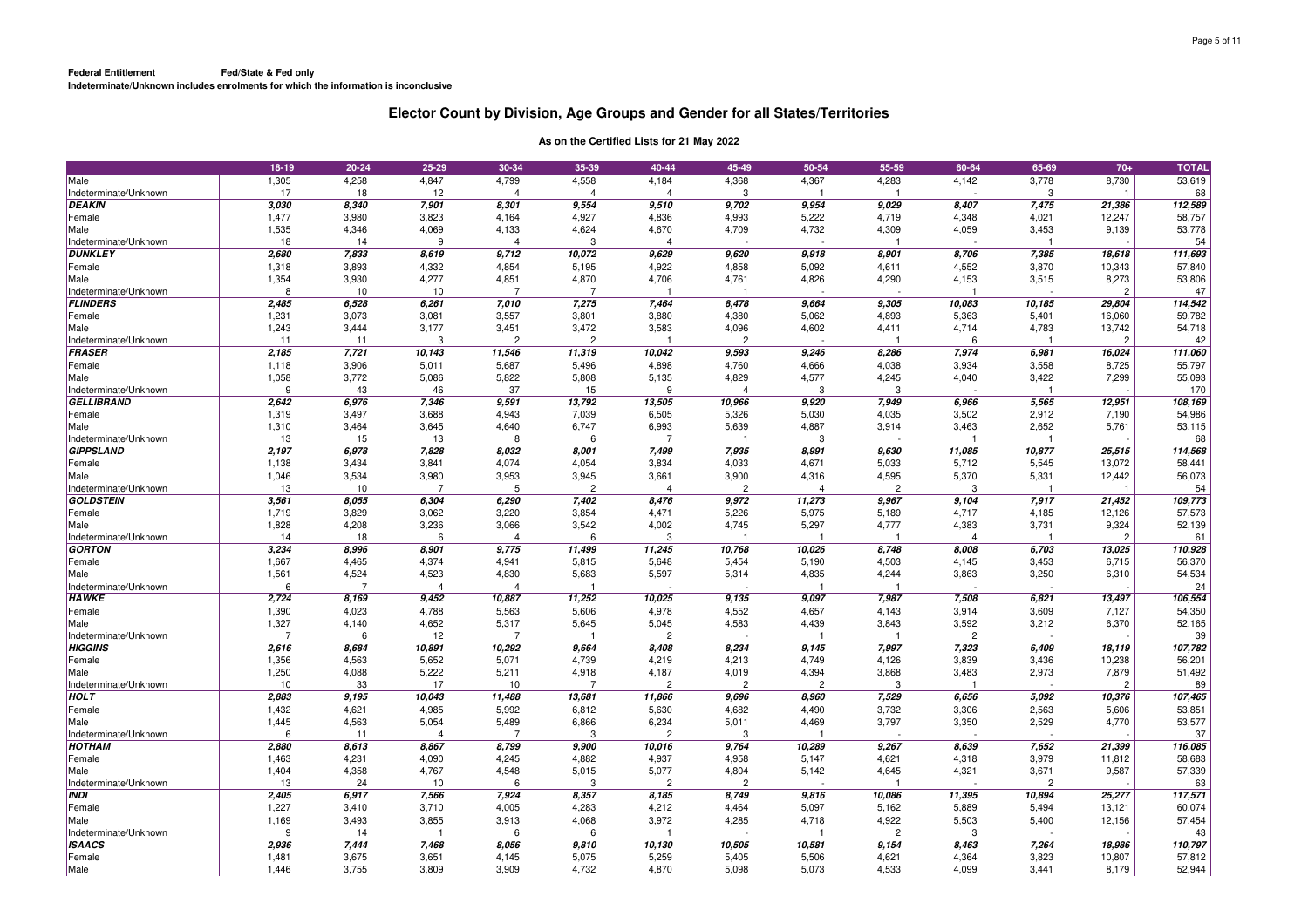**Federal Entitlement** **Fed/State & Fed only**

**Indeterminate/Unknown includes enrolments for which the information is inconclusive**

## Elector Count by Division, Age Groups and Gender for all States/Territories

### As on the Certified Lists for 21 May 2022

| | 18-19 | 20-24 | 25-29 | 30-34 | 35-39 | 40-44 | 45-49 | 50-54 | 55-59 | 60-64 | 65-69 | 70+ | TOTAL |
|---|---|---|---|---|---|---|---|---|---|---|---|---|---|
| Male | 1,305 | 4,258 | 4,847 | 4,799 | 4,558 | 4,184 | 4,368 | 4,367 | 4,283 | 4,142 | 3,778 | 8,730 | 53,619 |
| Indeterminate/Unknown | 17 | 18 | 12 | 4 | 4 | 4 | 3 | 1 | 1 | - | 3 | 1 | 68 |
| ***DEAKIN*** | ***3,030*** | ***8,340*** | ***7,901*** | ***8,301*** | ***9,554*** | ***9,510*** | ***9,702*** | ***9,954*** | ***9,029*** | ***8,407*** | ***7,475*** | ***21,386*** | ***112,589*** |
| Female | 1,477 | 3,980 | 3,823 | 4,164 | 4,927 | 4,836 | 4,993 | 5,222 | 4,719 | 4,348 | 4,021 | 12,247 | 58,757 |
| Male | 1,535 | 4,346 | 4,069 | 4,133 | 4,624 | 4,670 | 4,709 | 4,732 | 4,309 | 4,059 | 3,453 | 9,139 | 53,778 |
| Indeterminate/Unknown | 18 | 14 | 9 | 4 | 3 | 4 | - | - | 1 | - | 1 | - | 54 |
| ***DUNKLEY*** | ***2,680*** | ***7,833*** | ***8,619*** | ***9,712*** | ***10,072*** | ***9,629*** | ***9,620*** | ***9,918*** | ***8,901*** | ***8,706*** | ***7,385*** | ***18,618*** | ***111,693*** |
| Female | 1,318 | 3,893 | 4,332 | 4,854 | 5,195 | 4,922 | 4,858 | 5,092 | 4,611 | 4,552 | 3,870 | 10,343 | 57,840 |
| Male | 1,354 | 3,930 | 4,277 | 4,851 | 4,870 | 4,706 | 4,761 | 4,826 | 4,290 | 4,153 | 3,515 | 8,273 | 53,806 |
| Indeterminate/Unknown | 8 | 10 | 10 | 7 | 7 | 1 | 1 | - | - | 1 | - | 2 | 47 |
| ***FLINDERS*** | ***2,485*** | ***6,528*** | ***6,261*** | ***7,010*** | ***7,275*** | ***7,464*** | ***8,478*** | ***9,664*** | ***9,305*** | ***10,083*** | ***10,185*** | ***29,804*** | ***114,542*** |
| Female | 1,231 | 3,073 | 3,081 | 3,557 | 3,801 | 3,880 | 4,380 | 5,062 | 4,893 | 5,363 | 5,401 | 16,060 | 59,782 |
| Male | 1,243 | 3,444 | 3,177 | 3,451 | 3,472 | 3,583 | 4,096 | 4,602 | 4,411 | 4,714 | 4,783 | 13,742 | 54,718 |
| Indeterminate/Unknown | 11 | 11 | 3 | 2 | 2 | 1 | 2 | - | 1 | 6 | 1 | 2 | 42 |
| ***FRASER*** | ***2,185*** | ***7,721*** | ***10,143*** | ***11,546*** | ***11,319*** | ***10,042*** | ***9,593*** | ***9,246*** | ***8,286*** | ***7,974*** | ***6,981*** | ***16,024*** | ***111,060*** |
| Female | 1,118 | 3,906 | 5,011 | 5,687 | 5,496 | 4,898 | 4,760 | 4,666 | 4,038 | 3,934 | 3,558 | 8,725 | 55,797 |
| Male | 1,058 | 3,772 | 5,086 | 5,822 | 5,808 | 5,135 | 4,829 | 4,577 | 4,245 | 4,040 | 3,422 | 7,299 | 55,093 |
| Indeterminate/Unknown | 9 | 43 | 46 | 37 | 15 | 9 | 4 | 3 | 3 | - | 1 | - | 170 |
| ***GELLIBRAND*** | ***2,642*** | ***6,976*** | ***7,346*** | ***9,591*** | ***13,792*** | ***13,505*** | ***10,966*** | ***9,920*** | ***7,949*** | ***6,966*** | ***5,565*** | ***12,951*** | ***108,169*** |
| Female | 1,319 | 3,497 | 3,688 | 4,943 | 7,039 | 6,505 | 5,326 | 5,030 | 4,035 | 3,502 | 2,912 | 7,190 | 54,986 |
| Male | 1,310 | 3,464 | 3,645 | 4,640 | 6,747 | 6,993 | 5,639 | 4,887 | 3,914 | 3,463 | 2,652 | 5,761 | 53,115 |
| Indeterminate/Unknown | 13 | 15 | 13 | 8 | 6 | 7 | 1 | 3 | - | 1 | 1 | - | 68 |
| ***GIPPSLAND*** | ***2,197*** | ***6,978*** | ***7,828*** | ***8,032*** | ***8,001*** | ***7,499*** | ***7,935*** | ***8,991*** | ***9,630*** | ***11,085*** | ***10,877*** | ***25,515*** | ***114,568*** |
| Female | 1,138 | 3,434 | 3,841 | 4,074 | 4,054 | 3,834 | 4,033 | 4,671 | 5,033 | 5,712 | 5,545 | 13,072 | 58,441 |
| Male | 1,046 | 3,534 | 3,980 | 3,953 | 3,945 | 3,661 | 3,900 | 4,316 | 4,595 | 5,370 | 5,331 | 12,442 | 56,073 |
| Indeterminate/Unknown | 13 | 10 | 7 | 5 | 2 | 4 | 2 | 4 | 2 | 3 | 1 | 1 | 54 |
| ***GOLDSTEIN*** | ***3,561*** | ***8,055*** | ***6,304*** | ***6,290*** | ***7,402*** | ***8,476*** | ***9,972*** | ***11,273*** | ***9,967*** | ***9,104*** | ***7,917*** | ***21,452*** | ***109,773*** |
| Female | 1,719 | 3,829 | 3,062 | 3,220 | 3,854 | 4,471 | 5,226 | 5,975 | 5,189 | 4,717 | 4,185 | 12,126 | 57,573 |
| Male | 1,828 | 4,208 | 3,236 | 3,066 | 3,542 | 4,002 | 4,745 | 5,297 | 4,777 | 4,383 | 3,731 | 9,324 | 52,139 |
| Indeterminate/Unknown | 14 | 18 | 6 | 4 | 6 | 3 | 1 | 1 | 1 | 4 | 1 | 2 | 61 |
| ***GORTON*** | ***3,234*** | ***8,996*** | ***8,901*** | ***9,775*** | ***11,499*** | ***11,245*** | ***10,768*** | ***10,026*** | ***8,748*** | ***8,008*** | ***6,703*** | ***13,025*** | ***110,928*** |
| Female | 1,667 | 4,465 | 4,374 | 4,941 | 5,815 | 5,648 | 5,454 | 5,190 | 4,503 | 4,145 | 3,453 | 6,715 | 56,370 |
| Male | 1,561 | 4,524 | 4,523 | 4,830 | 5,683 | 5,597 | 5,314 | 4,835 | 4,244 | 3,863 | 3,250 | 6,310 | 54,534 |
| Indeterminate/Unknown | 6 | 7 | 4 | 4 | 1 | - | - | 1 | 1 | - | - | - | 24 |
| ***HAWKE*** | ***2,724*** | ***8,169*** | ***9,452*** | ***10,887*** | ***11,252*** | ***10,025*** | ***9,135*** | ***9,097*** | ***7,987*** | ***7,508*** | ***6,821*** | ***13,497*** | ***106,554*** |
| Female | 1,390 | 4,023 | 4,788 | 5,563 | 5,606 | 4,978 | 4,552 | 4,657 | 4,143 | 3,914 | 3,609 | 7,127 | 54,350 |
| Male | 1,327 | 4,140 | 4,652 | 5,317 | 5,645 | 5,045 | 4,583 | 4,439 | 3,843 | 3,592 | 3,212 | 6,370 | 52,165 |
| Indeterminate/Unknown | 7 | 6 | 12 | 7 | 1 | 2 | - | 1 | 1 | 2 | - | - | 39 |
| ***HIGGINS*** | ***2,616*** | ***8,684*** | ***10,891*** | ***10,292*** | ***9,664*** | ***8,408*** | ***8,234*** | ***9,145*** | ***7,997*** | ***7,323*** | ***6,409*** | ***18,119*** | ***107,782*** |
| Female | 1,356 | 4,563 | 5,652 | 5,071 | 4,739 | 4,219 | 4,213 | 4,749 | 4,126 | 3,839 | 3,436 | 10,238 | 56,201 |
| Male | 1,250 | 4,088 | 5,222 | 5,211 | 4,918 | 4,187 | 4,019 | 4,394 | 3,868 | 3,483 | 2,973 | 7,879 | 51,492 |
| Indeterminate/Unknown | 10 | 33 | 17 | 10 | 7 | 2 | 2 | 2 | 3 | 1 | - | 2 | 89 |
| ***HOLT*** | ***2,883*** | ***9,195*** | ***10,043*** | ***11,488*** | ***13,681*** | ***11,866*** | ***9,696*** | ***8,960*** | ***7,529*** | ***6,656*** | ***5,092*** | ***10,376*** | ***107,465*** |
| Female | 1,432 | 4,621 | 4,985 | 5,992 | 6,812 | 5,630 | 4,682 | 4,490 | 3,732 | 3,306 | 2,563 | 5,606 | 53,851 |
| Male | 1,445 | 4,563 | 5,054 | 5,489 | 6,866 | 6,234 | 5,011 | 4,469 | 3,797 | 3,350 | 2,529 | 4,770 | 53,577 |
| Indeterminate/Unknown | 6 | 11 | 4 | 7 | 3 | 2 | 3 | 1 | - | - | - | - | 37 |
| ***HOTHAM*** | ***2,880*** | ***8,613*** | ***8,867*** | ***8,799*** | ***9,900*** | ***10,016*** | ***9,764*** | ***10,289*** | ***9,267*** | ***8,639*** | ***7,652*** | ***21,399*** | ***116,085*** |
| Female | 1,463 | 4,231 | 4,090 | 4,245 | 4,882 | 4,937 | 4,958 | 5,147 | 4,621 | 4,318 | 3,979 | 11,812 | 58,683 |
| Male | 1,404 | 4,358 | 4,767 | 4,548 | 5,015 | 5,077 | 4,804 | 5,142 | 4,645 | 4,321 | 3,671 | 9,587 | 57,339 |
| Indeterminate/Unknown | 13 | 24 | 10 | 6 | 3 | 2 | 2 | - | 1 | - | 2 | - | 63 |
| ***INDI*** | ***2,405*** | ***6,917*** | ***7,566*** | ***7,924*** | ***8,357*** | ***8,185*** | ***8,749*** | ***9,816*** | ***10,086*** | ***11,395*** | ***10,894*** | ***25,277*** | ***117,571*** |
| Female | 1,227 | 3,410 | 3,710 | 4,005 | 4,283 | 4,212 | 4,464 | 5,097 | 5,162 | 5,889 | 5,494 | 13,121 | 60,074 |
| Male | 1,169 | 3,493 | 3,855 | 3,913 | 4,068 | 3,972 | 4,285 | 4,718 | 4,922 | 5,503 | 5,400 | 12,156 | 57,454 |
| Indeterminate/Unknown | 9 | 14 | 1 | 6 | 6 | 1 | - | 1 | 2 | 3 | - | - | 43 |
| ***ISAACS*** | ***2,936*** | ***7,444*** | ***7,468*** | ***8,056*** | ***9,810*** | ***10,130*** | ***10,505*** | ***10,581*** | ***9,154*** | ***8,463*** | ***7,264*** | ***18,986*** | ***110,797*** |
| Female | 1,481 | 3,675 | 3,651 | 4,145 | 5,075 | 5,259 | 5,405 | 5,506 | 4,621 | 4,364 | 3,823 | 10,807 | 57,812 |
| Male | 1,446 | 3,755 | 3,809 | 3,909 | 4,732 | 4,870 | 5,098 | 5,073 | 4,533 | 4,099 | 3,441 | 8,179 | 52,944 |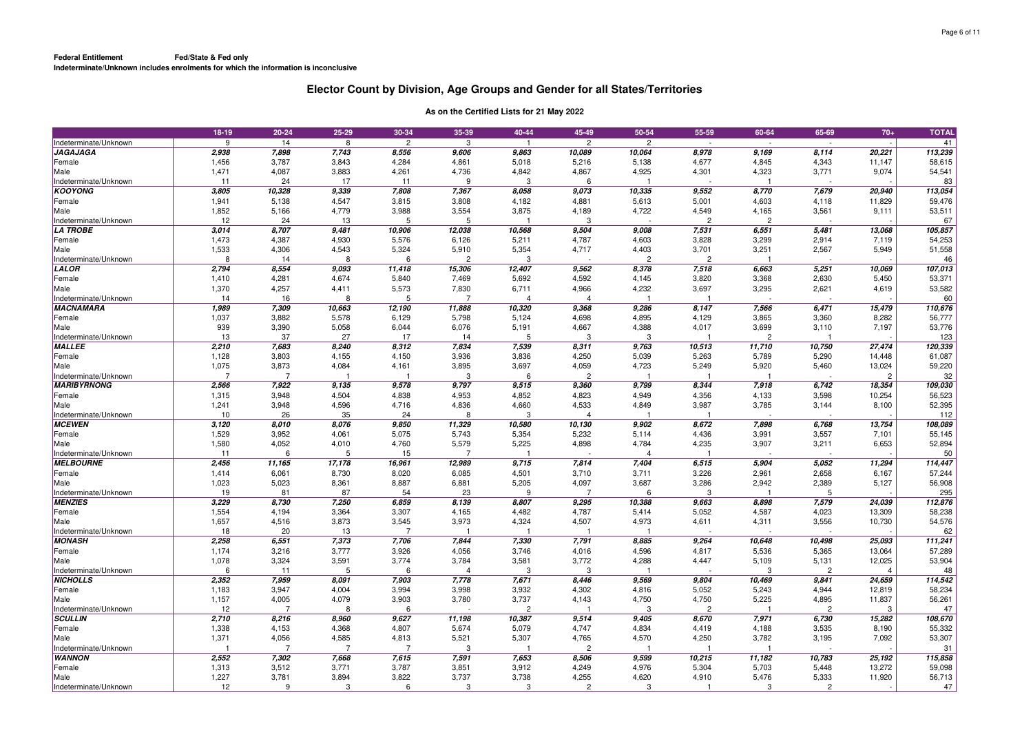**Federal Entitlement** **Fed/State & Fed only**
**Indeterminate/Unknown includes enrolments for which the information is inconclusive**

## Elector Count by Division, Age Groups and Gender for all States/Territories

### As on the Certified Lists for 21 May 2022

| | 18-19 | 20-24 | 25-29 | 30-34 | 35-39 | 40-44 | 45-49 | 50-54 | 55-59 | 60-64 | 65-69 | 70+ | TOTAL |
|---|---|---|---|---|---|---|---|---|---|---|---|---|---|
| Indeterminate/Unknown | 9 | 14 | 8 | 2 | 3 | 1 | 2 | 2 | - | - | - | - | 41 |
| ***JAGAJAGA*** | ***2,938*** | ***7,898*** | ***7,743*** | ***8,556*** | ***9,606*** | ***9,863*** | ***10,089*** | ***10,064*** | ***8,978*** | ***9,169*** | ***8,114*** | ***20,221*** | ***113,239*** |
| Female | 1,456 | 3,787 | 3,843 | 4,284 | 4,861 | 5,018 | 5,216 | 5,138 | 4,677 | 4,845 | 4,343 | 11,147 | 58,615 |
| Male | 1,471 | 4,087 | 3,883 | 4,261 | 4,736 | 4,842 | 4,867 | 4,925 | 4,301 | 4,323 | 3,771 | 9,074 | 54,541 |
| Indeterminate/Unknown | 11 | 24 | 17 | 11 | 9 | 3 | 6 | 1 | - | 1 | - | - | 83 |
| ***KOOYONG*** | ***3,805*** | ***10,328*** | ***9,339*** | ***7,808*** | ***7,367*** | ***8,058*** | ***9,073*** | ***10,335*** | ***9,552*** | ***8,770*** | ***7,679*** | ***20,940*** | ***113,054*** |
| Female | 1,941 | 5,138 | 4,547 | 3,815 | 3,808 | 4,182 | 4,881 | 5,613 | 5,001 | 4,603 | 4,118 | 11,829 | 59,476 |
| Male | 1,852 | 5,166 | 4,779 | 3,988 | 3,554 | 3,875 | 4,189 | 4,722 | 4,549 | 4,165 | 3,561 | 9,111 | 53,511 |
| Indeterminate/Unknown | 12 | 24 | 13 | 5 | 5 | 1 | 3 | - | 2 | 2 | - | - | 67 |
| ***LA TROBE*** | ***3,014*** | ***8,707*** | ***9,481*** | ***10,906*** | ***12,038*** | ***10,568*** | ***9,504*** | ***9,008*** | ***7,531*** | ***6,551*** | ***5,481*** | ***13,068*** | ***105,857*** |
| Female | 1,473 | 4,387 | 4,930 | 5,576 | 6,126 | 5,211 | 4,787 | 4,603 | 3,828 | 3,299 | 2,914 | 7,119 | 54,253 |
| Male | 1,533 | 4,306 | 4,543 | 5,324 | 5,910 | 5,354 | 4,717 | 4,403 | 3,701 | 3,251 | 2,567 | 5,949 | 51,558 |
| Indeterminate/Unknown | 8 | 14 | 8 | 6 | 2 | 3 | - | 2 | 2 | 1 | - | - | 46 |
| ***LALOR*** | ***2,794*** | ***8,554*** | ***9,093*** | ***11,418*** | ***15,306*** | ***12,407*** | ***9,562*** | ***8,378*** | ***7,518*** | ***6,663*** | ***5,251*** | ***10,069*** | ***107,013*** |
| Female | 1,410 | 4,281 | 4,674 | 5,840 | 7,469 | 5,692 | 4,592 | 4,145 | 3,820 | 3,368 | 2,630 | 5,450 | 53,371 |
| Male | 1,370 | 4,257 | 4,411 | 5,573 | 7,830 | 6,711 | 4,966 | 4,232 | 3,697 | 3,295 | 2,621 | 4,619 | 53,582 |
| Indeterminate/Unknown | 14 | 16 | 8 | 5 | 7 | 4 | 4 | 1 | 1 | - | - | - | 60 |
| ***MACNAMARA*** | ***1,989*** | ***7,309*** | ***10,663*** | ***12,190*** | ***11,888*** | ***10,320*** | ***9,368*** | ***9,286*** | ***8,147*** | ***7,566*** | ***6,471*** | ***15,479*** | ***110,676*** |
| Female | 1,037 | 3,882 | 5,578 | 6,129 | 5,798 | 5,124 | 4,698 | 4,895 | 4,129 | 3,865 | 3,360 | 8,282 | 56,777 |
| Male | 939 | 3,390 | 5,058 | 6,044 | 6,076 | 5,191 | 4,667 | 4,388 | 4,017 | 3,699 | 3,110 | 7,197 | 53,776 |
| Indeterminate/Unknown | 13 | 37 | 27 | 17 | 14 | 5 | 3 | 3 | 1 | 2 | 1 | - | 123 |
| ***MALLEE*** | ***2,210*** | ***7,683*** | ***8,240*** | ***8,312*** | ***7,834*** | ***7,539*** | ***8,311*** | ***9,763*** | ***10,513*** | ***11,710*** | ***10,750*** | ***27,474*** | ***120,339*** |
| Female | 1,128 | 3,803 | 4,155 | 4,150 | 3,936 | 3,836 | 4,250 | 5,039 | 5,263 | 5,789 | 5,290 | 14,448 | 61,087 |
| Male | 1,075 | 3,873 | 4,084 | 4,161 | 3,895 | 3,697 | 4,059 | 4,723 | 5,249 | 5,920 | 5,460 | 13,024 | 59,220 |
| Indeterminate/Unknown | 7 | 7 | 1 | 1 | 3 | 6 | 2 | 1 | 1 | 1 | - | 2 | 32 |
| ***MARIBYRNONG*** | ***2,566*** | ***7,922*** | ***9,135*** | ***9,578*** | ***9,797*** | ***9,515*** | ***9,360*** | ***9,799*** | ***8,344*** | ***7,918*** | ***6,742*** | ***18,354*** | ***109,030*** |
| Female | 1,315 | 3,948 | 4,504 | 4,838 | 4,953 | 4,852 | 4,823 | 4,949 | 4,356 | 4,133 | 3,598 | 10,254 | 56,523 |
| Male | 1,241 | 3,948 | 4,596 | 4,716 | 4,836 | 4,660 | 4,533 | 4,849 | 3,987 | 3,785 | 3,144 | 8,100 | 52,395 |
| Indeterminate/Unknown | 10 | 26 | 35 | 24 | 8 | 3 | 4 | 1 | 1 | - | - | - | 112 |
| ***MCEWEN*** | ***3,120*** | ***8,010*** | ***8,076*** | ***9,850*** | ***11,329*** | ***10,580*** | ***10,130*** | ***9,902*** | ***8,672*** | ***7,898*** | ***6,768*** | ***13,754*** | ***108,089*** |
| Female | 1,529 | 3,952 | 4,061 | 5,075 | 5,743 | 5,354 | 5,232 | 5,114 | 4,436 | 3,991 | 3,557 | 7,101 | 55,145 |
| Male | 1,580 | 4,052 | 4,010 | 4,760 | 5,579 | 5,225 | 4,898 | 4,784 | 4,235 | 3,907 | 3,211 | 6,653 | 52,894 |
| Indeterminate/Unknown | 11 | 6 | 5 | 15 | 7 | 1 | - | 4 | 1 | - | - | - | 50 |
| ***MELBOURNE*** | ***2,456*** | ***11,165*** | ***17,178*** | ***16,961*** | ***12,989*** | ***9,715*** | ***7,814*** | ***7,404*** | ***6,515*** | ***5,904*** | ***5,052*** | ***11,294*** | ***114,447*** |
| Female | 1,414 | 6,061 | 8,730 | 8,020 | 6,085 | 4,501 | 3,710 | 3,711 | 3,226 | 2,961 | 2,658 | 6,167 | 57,244 |
| Male | 1,023 | 5,023 | 8,361 | 8,887 | 6,881 | 5,205 | 4,097 | 3,687 | 3,286 | 2,942 | 2,389 | 5,127 | 56,908 |
| Indeterminate/Unknown | 19 | 81 | 87 | 54 | 23 | 9 | 7 | 6 | 3 | 1 | 5 | - | 295 |
| ***MENZIES*** | ***3,229*** | ***8,730*** | ***7,250*** | ***6,859*** | ***8,139*** | ***8,807*** | ***9,295*** | ***10,388*** | ***9,663*** | ***8,898*** | ***7,579*** | ***24,039*** | ***112,876*** |
| Female | 1,554 | 4,194 | 3,364 | 3,307 | 4,165 | 4,482 | 4,787 | 5,414 | 5,052 | 4,587 | 4,023 | 13,309 | 58,238 |
| Male | 1,657 | 4,516 | 3,873 | 3,545 | 3,973 | 4,324 | 4,507 | 4,973 | 4,611 | 4,311 | 3,556 | 10,730 | 54,576 |
| Indeterminate/Unknown | 18 | 20 | 13 | 7 | 1 | 1 | 1 | 1 | - | - | - | - | 62 |
| ***MONASH*** | ***2,258*** | ***6,551*** | ***7,373*** | ***7,706*** | ***7,844*** | ***7,330*** | ***7,791*** | ***8,885*** | ***9,264*** | ***10,648*** | ***10,498*** | ***25,093*** | ***111,241*** |
| Female | 1,174 | 3,216 | 3,777 | 3,926 | 4,056 | 3,746 | 4,016 | 4,596 | 4,817 | 5,536 | 5,365 | 13,064 | 57,289 |
| Male | 1,078 | 3,324 | 3,591 | 3,774 | 3,784 | 3,581 | 3,772 | 4,288 | 4,447 | 5,109 | 5,131 | 12,025 | 53,904 |
| Indeterminate/Unknown | 6 | 11 | 5 | 6 | 4 | 3 | 3 | 1 | - | 3 | 2 | 4 | 48 |
| ***NICHOLLS*** | ***2,352*** | ***7,959*** | ***8,091*** | ***7,903*** | ***7,778*** | ***7,671*** | ***8,446*** | ***9,569*** | ***9,804*** | ***10,469*** | ***9,841*** | ***24,659*** | ***114,542*** |
| Female | 1,183 | 3,947 | 4,004 | 3,994 | 3,998 | 3,932 | 4,302 | 4,816 | 5,052 | 5,243 | 4,944 | 12,819 | 58,234 |
| Male | 1,157 | 4,005 | 4,079 | 3,903 | 3,780 | 3,737 | 4,143 | 4,750 | 4,750 | 5,225 | 4,895 | 11,837 | 56,261 |
| Indeterminate/Unknown | 12 | 7 | 8 | 6 | - | 2 | 1 | 3 | 2 | 1 | 2 | 3 | 47 |
| ***SCULLIN*** | ***2,710*** | ***8,216*** | ***8,960*** | ***9,627*** | ***11,198*** | ***10,387*** | ***9,514*** | ***9,405*** | ***8,670*** | ***7,971*** | ***6,730*** | ***15,282*** | ***108,670*** |
| Female | 1,338 | 4,153 | 4,368 | 4,807 | 5,674 | 5,079 | 4,747 | 4,834 | 4,419 | 4,188 | 3,535 | 8,190 | 55,332 |
| Male | 1,371 | 4,056 | 4,585 | 4,813 | 5,521 | 5,307 | 4,765 | 4,570 | 4,250 | 3,782 | 3,195 | 7,092 | 53,307 |
| Indeterminate/Unknown | 1 | 7 | 7 | 7 | 3 | 1 | 2 | 1 | 1 | 1 | - | - | 31 |
| ***WANNON*** | ***2,552*** | ***7,302*** | ***7,668*** | ***7,615*** | ***7,591*** | ***7,653*** | ***8,506*** | ***9,599*** | ***10,215*** | ***11,182*** | ***10,783*** | ***25,192*** | ***115,858*** |
| Female | 1,313 | 3,512 | 3,771 | 3,787 | 3,851 | 3,912 | 4,249 | 4,976 | 5,304 | 5,703 | 5,448 | 13,272 | 59,098 |
| Male | 1,227 | 3,781 | 3,894 | 3,822 | 3,737 | 3,738 | 4,255 | 4,620 | 4,910 | 5,476 | 5,333 | 11,920 | 56,713 |
| Indeterminate/Unknown | 12 | 9 | 3 | 6 | 3 | 3 | 2 | 3 | 1 | 3 | 2 | - | 47 |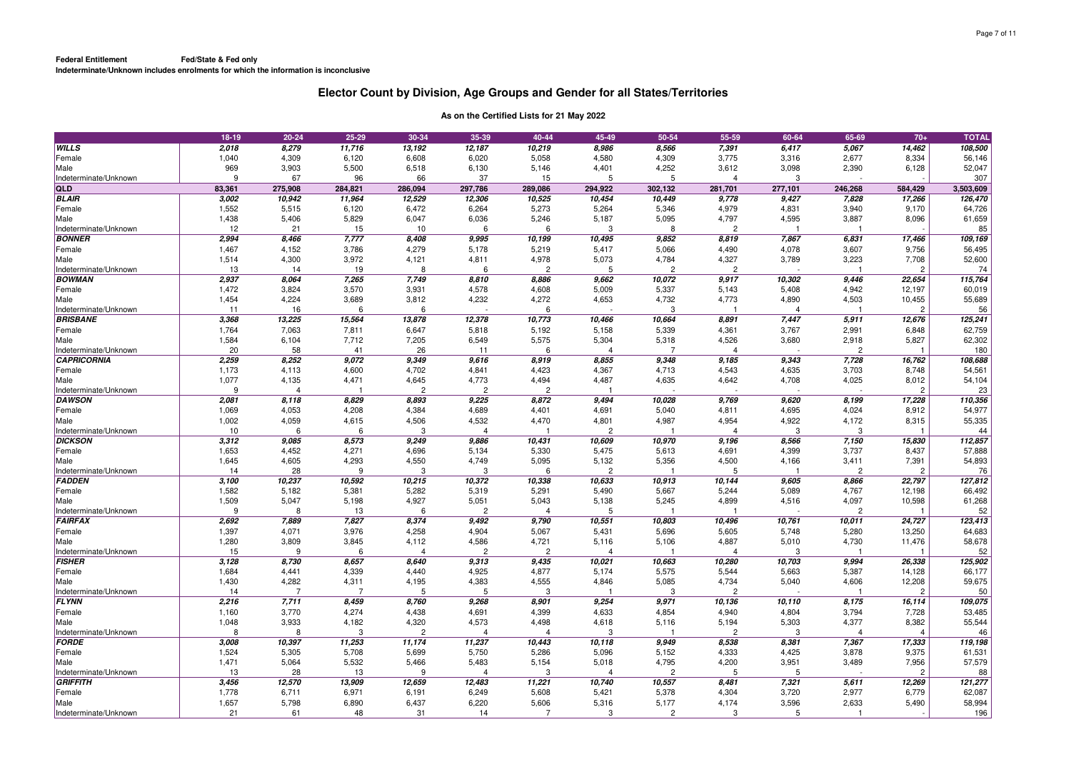**Federal Entitlement** **Fed/State & Fed only**
**Indeterminate/Unknown includes enrolments for which the information is inconclusive**

# Elector Count by Division, Age Groups and Gender for all States/Territories

### As on the Certified Lists for 21 May 2022

| | 18-19 | 20-24 | 25-29 | 30-34 | 35-39 | 40-44 | 45-49 | 50-54 | 55-59 | 60-64 | 65-69 | 70+ | TOTAL |
|---|---|---|---|---|---|---|---|---|---|---|---|---|---|
| ***WILLS*** | ***2,018*** | ***8,279*** | ***11,716*** | ***13,192*** | ***12,187*** | ***10,219*** | ***8,986*** | ***8,566*** | ***7,391*** | ***6,417*** | ***5,067*** | ***14,462*** | ***108,500*** |
| Female | 1,040 | 4,309 | 6,120 | 6,608 | 6,020 | 5,058 | 4,580 | 4,309 | 3,775 | 3,316 | 2,677 | 8,334 | 56,146 |
| Male | 969 | 3,903 | 5,500 | 6,518 | 6,130 | 5,146 | 4,401 | 4,252 | 3,612 | 3,098 | 2,390 | 6,128 | 52,047 |
| Indeterminate/Unknown | 9 | 67 | 96 | 66 | 37 | 15 | 5 | 5 | 4 | 3 | - | - | 307 |
| **QLD** | **83,361** | **275,908** | **284,821** | **286,094** | **297,786** | **289,086** | **294,922** | **302,132** | **281,701** | **277,101** | **246,268** | **584,429** | **3,503,609** |
| ***BLAIR*** | ***3,002*** | ***10,942*** | ***11,964*** | ***12,529*** | ***12,306*** | ***10,525*** | ***10,454*** | ***10,449*** | ***9,778*** | ***9,427*** | ***7,828*** | ***17,266*** | ***126,470*** |
| Female | 1,552 | 5,515 | 6,120 | 6,472 | 6,264 | 5,273 | 5,264 | 5,346 | 4,979 | 4,831 | 3,940 | 9,170 | 64,726 |
| Male | 1,438 | 5,406 | 5,829 | 6,047 | 6,036 | 5,246 | 5,187 | 5,095 | 4,797 | 4,595 | 3,887 | 8,096 | 61,659 |
| Indeterminate/Unknown | 12 | 21 | 15 | 10 | 6 | 6 | 3 | 8 | 2 | 1 | 1 | - | 85 |
| ***BONNER*** | ***2,994*** | ***8,466*** | ***7,777*** | ***8,408*** | ***9,995*** | ***10,199*** | ***10,495*** | ***9,852*** | ***8,819*** | ***7,867*** | ***6,831*** | ***17,466*** | ***109,169*** |
| Female | 1,467 | 4,152 | 3,786 | 4,279 | 5,178 | 5,219 | 5,417 | 5,066 | 4,490 | 4,078 | 3,607 | 9,756 | 56,495 |
| Male | 1,514 | 4,300 | 3,972 | 4,121 | 4,811 | 4,978 | 5,073 | 4,784 | 4,327 | 3,789 | 3,223 | 7,708 | 52,600 |
| Indeterminate/Unknown | 13 | 14 | 19 | 8 | 6 | 2 | 5 | 2 | 2 | - | 1 | 2 | 74 |
| ***BOWMAN*** | ***2,937*** | ***8,064*** | ***7,265*** | ***7,749*** | ***8,810*** | ***8,886*** | ***9,662*** | ***10,072*** | ***9,917*** | ***10,302*** | ***9,446*** | ***22,654*** | ***115,764*** |
| Female | 1,472 | 3,824 | 3,570 | 3,931 | 4,578 | 4,608 | 5,009 | 5,337 | 5,143 | 5,408 | 4,942 | 12,197 | 60,019 |
| Male | 1,454 | 4,224 | 3,689 | 3,812 | 4,232 | 4,272 | 4,653 | 4,732 | 4,773 | 4,890 | 4,503 | 10,455 | 55,689 |
| Indeterminate/Unknown | 11 | 16 | 6 | 6 | - | 6 | - | 3 | 1 | 4 | 1 | 2 | 56 |
| ***BRISBANE*** | ***3,368*** | ***13,225*** | ***15,564*** | ***13,878*** | ***12,378*** | ***10,773*** | ***10,466*** | ***10,664*** | ***8,891*** | ***7,447*** | ***5,911*** | ***12,676*** | ***125,241*** |
| Female | 1,764 | 7,063 | 7,811 | 6,647 | 5,818 | 5,192 | 5,158 | 5,339 | 4,361 | 3,767 | 2,991 | 6,848 | 62,759 |
| Male | 1,584 | 6,104 | 7,712 | 7,205 | 6,549 | 5,575 | 5,304 | 5,318 | 4,526 | 3,680 | 2,918 | 5,827 | 62,302 |
| Indeterminate/Unknown | 20 | 58 | 41 | 26 | 11 | 6 | 4 | 7 | 4 | - | 2 | 1 | 180 |
| ***CAPRICORNIA*** | ***2,259*** | ***8,252*** | ***9,072*** | ***9,349*** | ***9,616*** | ***8,919*** | ***8,855*** | ***9,348*** | ***9,185*** | ***9,343*** | ***7,728*** | ***16,762*** | ***108,688*** |
| Female | 1,173 | 4,113 | 4,600 | 4,702 | 4,841 | 4,423 | 4,367 | 4,713 | 4,543 | 4,635 | 3,703 | 8,748 | 54,561 |
| Male | 1,077 | 4,135 | 4,471 | 4,645 | 4,773 | 4,494 | 4,487 | 4,635 | 4,642 | 4,708 | 4,025 | 8,012 | 54,104 |
| Indeterminate/Unknown | 9 | 4 | 1 | 2 | 2 | 2 | 1 | - | - | - | - | 2 | 23 |
| ***DAWSON*** | ***2,081*** | ***8,118*** | ***8,829*** | ***8,893*** | ***9,225*** | ***8,872*** | ***9,494*** | ***10,028*** | ***9,769*** | ***9,620*** | ***8,199*** | ***17,228*** | ***110,356*** |
| Female | 1,069 | 4,053 | 4,208 | 4,384 | 4,689 | 4,401 | 4,691 | 5,040 | 4,811 | 4,695 | 4,024 | 8,912 | 54,977 |
| Male | 1,002 | 4,059 | 4,615 | 4,506 | 4,532 | 4,470 | 4,801 | 4,987 | 4,954 | 4,922 | 4,172 | 8,315 | 55,335 |
| Indeterminate/Unknown | 10 | 6 | 6 | 3 | 4 | 1 | 2 | 1 | 4 | 3 | 3 | 1 | 44 |
| ***DICKSON*** | ***3,312*** | ***9,085*** | ***8,573*** | ***9,249*** | ***9,886*** | ***10,431*** | ***10,609*** | ***10,970*** | ***9,196*** | ***8,566*** | ***7,150*** | ***15,830*** | ***112,857*** |
| Female | 1,653 | 4,452 | 4,271 | 4,696 | 5,134 | 5,330 | 5,475 | 5,613 | 4,691 | 4,399 | 3,737 | 8,437 | 57,888 |
| Male | 1,645 | 4,605 | 4,293 | 4,550 | 4,749 | 5,095 | 5,132 | 5,356 | 4,500 | 4,166 | 3,411 | 7,391 | 54,893 |
| Indeterminate/Unknown | 14 | 28 | 9 | 3 | 3 | 6 | 2 | 1 | 5 | 1 | 2 | 2 | 76 |
| ***FADDEN*** | ***3,100*** | ***10,237*** | ***10,592*** | ***10,215*** | ***10,372*** | ***10,338*** | ***10,633*** | ***10,913*** | ***10,144*** | ***9,605*** | ***8,866*** | ***22,797*** | ***127,812*** |
| Female | 1,582 | 5,182 | 5,381 | 5,282 | 5,319 | 5,291 | 5,490 | 5,667 | 5,244 | 5,089 | 4,767 | 12,198 | 66,492 |
| Male | 1,509 | 5,047 | 5,198 | 4,927 | 5,051 | 5,043 | 5,138 | 5,245 | 4,899 | 4,516 | 4,097 | 10,598 | 61,268 |
| Indeterminate/Unknown | 9 | 8 | 13 | 6 | 2 | 4 | 5 | 1 | 1 | - | 2 | 1 | 52 |
| ***FAIRFAX*** | ***2,692*** | ***7,889*** | ***7,827*** | ***8,374*** | ***9,492*** | ***9,790*** | ***10,551*** | ***10,803*** | ***10,496*** | ***10,761*** | ***10,011*** | ***24,727*** | ***123,413*** |
| Female | 1,397 | 4,071 | 3,976 | 4,258 | 4,904 | 5,067 | 5,431 | 5,696 | 5,605 | 5,748 | 5,280 | 13,250 | 64,683 |
| Male | 1,280 | 3,809 | 3,845 | 4,112 | 4,586 | 4,721 | 5,116 | 5,106 | 4,887 | 5,010 | 4,730 | 11,476 | 58,678 |
| Indeterminate/Unknown | 15 | 9 | 6 | 4 | 2 | 2 | 4 | 1 | 4 | 3 | 1 | 1 | 52 |
| ***FISHER*** | ***3,128*** | ***8,730*** | ***8,657*** | ***8,640*** | ***9,313*** | ***9,435*** | ***10,021*** | ***10,663*** | ***10,280*** | ***10,703*** | ***9,994*** | ***26,338*** | ***125,902*** |
| Female | 1,684 | 4,441 | 4,339 | 4,440 | 4,925 | 4,877 | 5,174 | 5,575 | 5,544 | 5,663 | 5,387 | 14,128 | 66,177 |
| Male | 1,430 | 4,282 | 4,311 | 4,195 | 4,383 | 4,555 | 4,846 | 5,085 | 4,734 | 5,040 | 4,606 | 12,208 | 59,675 |
| Indeterminate/Unknown | 14 | 7 | 7 | 5 | 5 | 3 | 1 | 3 | 2 | - | 1 | 2 | 50 |
| ***FLYNN*** | ***2,216*** | ***7,711*** | ***8,459*** | ***8,760*** | ***9,268*** | ***8,901*** | ***9,254*** | ***9,971*** | ***10,136*** | ***10,110*** | ***8,175*** | ***16,114*** | ***109,075*** |
| Female | 1,160 | 3,770 | 4,274 | 4,438 | 4,691 | 4,399 | 4,633 | 4,854 | 4,940 | 4,804 | 3,794 | 7,728 | 53,485 |
| Male | 1,048 | 3,933 | 4,182 | 4,320 | 4,573 | 4,498 | 4,618 | 5,116 | 5,194 | 5,303 | 4,377 | 8,382 | 55,544 |
| Indeterminate/Unknown | 8 | 8 | 3 | 2 | 4 | 4 | 3 | 1 | 2 | 3 | 4 | 4 | 46 |
| ***FORDE*** | ***3,008*** | ***10,397*** | ***11,253*** | ***11,174*** | ***11,237*** | ***10,443*** | ***10,118*** | ***9,949*** | ***8,538*** | ***8,381*** | ***7,367*** | ***17,333*** | ***119,198*** |
| Female | 1,524 | 5,305 | 5,708 | 5,699 | 5,750 | 5,286 | 5,096 | 5,152 | 4,333 | 4,425 | 3,878 | 9,375 | 61,531 |
| Male | 1,471 | 5,064 | 5,532 | 5,466 | 5,483 | 5,154 | 5,018 | 4,795 | 4,200 | 3,951 | 3,489 | 7,956 | 57,579 |
| Indeterminate/Unknown | 13 | 28 | 13 | 9 | 4 | 3 | 4 | 2 | 5 | 5 | - | 2 | 88 |
| ***GRIFFITH*** | ***3,456*** | ***12,570*** | ***13,909*** | ***12,659*** | ***12,483*** | ***11,221*** | ***10,740*** | ***10,557*** | ***8,481*** | ***7,321*** | ***5,611*** | ***12,269*** | ***121,277*** |
| Female | 1,778 | 6,711 | 6,971 | 6,191 | 6,249 | 5,608 | 5,421 | 5,378 | 4,304 | 3,720 | 2,977 | 6,779 | 62,087 |
| Male | 1,657 | 5,798 | 6,890 | 6,437 | 6,220 | 5,606 | 5,316 | 5,177 | 4,174 | 3,596 | 2,633 | 5,490 | 58,994 |
| Indeterminate/Unknown | 21 | 61 | 48 | 31 | 14 | 7 | 3 | 2 | 3 | 5 | 1 | - | 196 |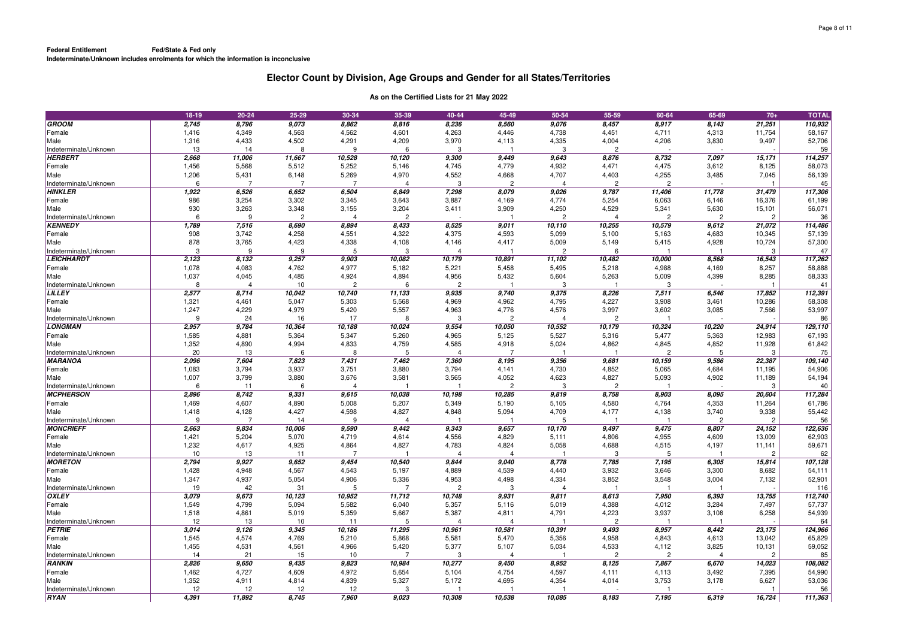**Federal Entitlement** **Fed/State & Fed only**
**Indeterminate/Unknown includes enrolments for which the information is inconclusive**

# Elector Count by Division, Age Groups and Gender for all States/Territories

### As on the Certified Lists for 21 May 2022

| | 18-19 | 20-24 | 25-29 | 30-34 | 35-39 | 40-44 | 45-49 | 50-54 | 55-59 | 60-64 | 65-69 | 70+ | TOTAL |
|---|---|---|---|---|---|---|---|---|---|---|---|---|---|
| ***GROOM*** | *2,745* | *8,796* | *9,073* | *8,862* | *8,816* | *8,236* | *8,560* | *9,076* | *8,457* | *8,917* | *8,143* | *21,251* | *110,932* |
| Female | 1,416 | 4,349 | 4,563 | 4,562 | 4,601 | 4,263 | 4,446 | 4,738 | 4,451 | 4,711 | 4,313 | 11,754 | 58,167 |
| Male | 1,316 | 4,433 | 4,502 | 4,291 | 4,209 | 3,970 | 4,113 | 4,335 | 4,004 | 4,206 | 3,830 | 9,497 | 52,706 |
| Indeterminate/Unknown | 13 | 14 | 8 | 9 | 6 | 3 | 1 | 3 | 2 | - | - | - | 59 |
| ***HERBERT*** | *2,668* | *11,006* | *11,667* | *10,528* | *10,120* | *9,300* | *9,449* | *9,643* | *8,876* | *8,732* | *7,097* | *15,171* | *114,257* |
| Female | 1,456 | 5,568 | 5,512 | 5,252 | 5,146 | 4,745 | 4,779 | 4,932 | 4,471 | 4,475 | 3,612 | 8,125 | 58,073 |
| Male | 1,206 | 5,431 | 6,148 | 5,269 | 4,970 | 4,552 | 4,668 | 4,707 | 4,403 | 4,255 | 3,485 | 7,045 | 56,139 |
| Indeterminate/Unknown | 6 | 7 | 7 | 7 | 4 | 3 | 2 | 4 | 2 | 2 | - | 1 | 45 |
| ***HINKLER*** | *1,922* | *6,526* | *6,652* | *6,504* | *6,849* | *7,298* | *8,079* | *9,026* | *9,787* | *11,406* | *11,778* | *31,479* | *117,306* |
| Female | 986 | 3,254 | 3,302 | 3,345 | 3,643 | 3,887 | 4,169 | 4,774 | 5,254 | 6,063 | 6,146 | 16,376 | 61,199 |
| Male | 930 | 3,263 | 3,348 | 3,155 | 3,204 | 3,411 | 3,909 | 4,250 | 4,529 | 5,341 | 5,630 | 15,101 | 56,071 |
| Indeterminate/Unknown | 6 | 9 | 2 | 4 | 2 | - | 1 | 2 | 4 | 2 | 2 | 2 | 36 |
| ***KENNEDY*** | *1,789* | *7,516* | *8,690* | *8,894* | *8,433* | *8,525* | *9,011* | *10,110* | *10,255* | *10,579* | *9,612* | *21,072* | *114,486* |
| Female | 908 | 3,742 | 4,258 | 4,551 | 4,322 | 4,375 | 4,593 | 5,099 | 5,100 | 5,163 | 4,683 | 10,345 | 57,139 |
| Male | 878 | 3,765 | 4,423 | 4,338 | 4,108 | 4,146 | 4,417 | 5,009 | 5,149 | 5,415 | 4,928 | 10,724 | 57,300 |
| Indeterminate/Unknown | 3 | 9 | 9 | 5 | 3 | 4 | 1 | 2 | 6 | 1 | 1 | 3 | 47 |
| ***LEICHHARDT*** | *2,123* | *8,132* | *9,257* | *9,903* | *10,082* | *10,179* | *10,891* | *11,102* | *10,482* | *10,000* | *8,568* | *16,543* | *117,262* |
| Female | 1,078 | 4,083 | 4,762 | 4,977 | 5,182 | 5,221 | 5,458 | 5,495 | 5,218 | 4,988 | 4,169 | 8,257 | 58,888 |
| Male | 1,037 | 4,045 | 4,485 | 4,924 | 4,894 | 4,956 | 5,432 | 5,604 | 5,263 | 5,009 | 4,399 | 8,285 | 58,333 |
| Indeterminate/Unknown | 8 | 4 | 10 | 2 | 6 | 2 | 1 | 3 | 1 | 3 | - | 1 | 41 |
| ***LILLEY*** | *2,577* | *8,714* | *10,042* | *10,740* | *11,133* | *9,935* | *9,740* | *9,375* | *8,226* | *7,511* | *6,546* | *17,852* | *112,391* |
| Female | 1,321 | 4,461 | 5,047 | 5,303 | 5,568 | 4,969 | 4,962 | 4,795 | 4,227 | 3,908 | 3,461 | 10,286 | 58,308 |
| Male | 1,247 | 4,229 | 4,979 | 5,420 | 5,557 | 4,963 | 4,776 | 4,576 | 3,997 | 3,602 | 3,085 | 7,566 | 53,997 |
| Indeterminate/Unknown | 9 | 24 | 16 | 17 | 8 | 3 | 2 | 4 | 2 | 1 | - | - | 86 |
| ***LONGMAN*** | *2,957* | *9,784* | *10,364* | *10,188* | *10,024* | *9,554* | *10,050* | *10,552* | *10,179* | *10,324* | *10,220* | *24,914* | *129,110* |
| Female | 1,585 | 4,881 | 5,364 | 5,347 | 5,260 | 4,965 | 5,125 | 5,527 | 5,316 | 5,477 | 5,363 | 12,983 | 67,193 |
| Male | 1,352 | 4,890 | 4,994 | 4,833 | 4,759 | 4,585 | 4,918 | 5,024 | 4,862 | 4,845 | 4,852 | 11,928 | 61,842 |
| Indeterminate/Unknown | 20 | 13 | 6 | 8 | 5 | 4 | 7 | 1 | 1 | 2 | 5 | 3 | 75 |
| ***MARANOA*** | *2,096* | *7,604* | *7,823* | *7,431* | *7,462* | *7,360* | *8,195* | *9,356* | *9,681* | *10,159* | *9,586* | *22,387* | *109,140* |
| Female | 1,083 | 3,794 | 3,937 | 3,751 | 3,880 | 3,794 | 4,141 | 4,730 | 4,852 | 5,065 | 4,684 | 11,195 | 54,906 |
| Male | 1,007 | 3,799 | 3,880 | 3,676 | 3,581 | 3,565 | 4,052 | 4,623 | 4,827 | 5,093 | 4,902 | 11,189 | 54,194 |
| Indeterminate/Unknown | 6 | 11 | 6 | 4 | 1 | 1 | 2 | 3 | 2 | 1 | - | 3 | 40 |
| ***MCPHERSON*** | *2,896* | *8,742* | *9,331* | *9,615* | *10,038* | *10,198* | *10,285* | *9,819* | *8,758* | *8,903* | *8,095* | *20,604* | *117,284* |
| Female | 1,469 | 4,607 | 4,890 | 5,008 | 5,207 | 5,349 | 5,190 | 5,105 | 4,580 | 4,764 | 4,353 | 11,264 | 61,786 |
| Male | 1,418 | 4,128 | 4,427 | 4,598 | 4,827 | 4,848 | 5,094 | 4,709 | 4,177 | 4,138 | 3,740 | 9,338 | 55,442 |
| Indeterminate/Unknown | 9 | 7 | 14 | 9 | 4 | 1 | 1 | 5 | 1 | 1 | 2 | 2 | 56 |
| ***MONCRIEFF*** | *2,663* | *9,834* | *10,006* | *9,590* | *9,442* | *9,343* | *9,657* | *10,170* | *9,497* | *9,475* | *8,807* | *24,152* | *122,636* |
| Female | 1,421 | 5,204 | 5,070 | 4,719 | 4,614 | 4,556 | 4,829 | 5,111 | 4,806 | 4,955 | 4,609 | 13,009 | 62,903 |
| Male | 1,232 | 4,617 | 4,925 | 4,864 | 4,827 | 4,783 | 4,824 | 5,058 | 4,688 | 4,515 | 4,197 | 11,141 | 59,671 |
| Indeterminate/Unknown | 10 | 13 | 11 | 7 | 1 | 4 | 4 | 1 | 3 | 5 | 1 | 2 | 62 |
| ***MORETON*** | *2,794* | *9,927* | *9,652* | *9,454* | *10,540* | *9,844* | *9,040* | *8,778* | *7,785* | *7,195* | *6,305* | *15,814* | *107,128* |
| Female | 1,428 | 4,948 | 4,567 | 4,543 | 5,197 | 4,889 | 4,539 | 4,440 | 3,932 | 3,646 | 3,300 | 8,682 | 54,111 |
| Male | 1,347 | 4,937 | 5,054 | 4,906 | 5,336 | 4,953 | 4,498 | 4,334 | 3,852 | 3,548 | 3,004 | 7,132 | 52,901 |
| Indeterminate/Unknown | 19 | 42 | 31 | 5 | 7 | 2 | 3 | 4 | 1 | 1 | 1 | - | 116 |
| ***OXLEY*** | *3,079* | *9,673* | *10,123* | *10,952* | *11,712* | *10,748* | *9,931* | *9,811* | *8,613* | *7,950* | *6,393* | *13,755* | *112,740* |
| Female | 1,549 | 4,799 | 5,094 | 5,582 | 6,040 | 5,357 | 5,116 | 5,019 | 4,388 | 4,012 | 3,284 | 7,497 | 57,737 |
| Male | 1,518 | 4,861 | 5,019 | 5,359 | 5,667 | 5,387 | 4,811 | 4,791 | 4,223 | 3,937 | 3,108 | 6,258 | 54,939 |
| Indeterminate/Unknown | 12 | 13 | 10 | 11 | 5 | 4 | 4 | 1 | 2 | 1 | 1 | - | 64 |
| ***PETRIE*** | *3,014* | *9,126* | *9,345* | *10,186* | *11,295* | *10,961* | *10,581* | *10,391* | *9,493* | *8,957* | *8,442* | *23,175* | *124,966* |
| Female | 1,545 | 4,574 | 4,769 | 5,210 | 5,868 | 5,581 | 5,470 | 5,356 | 4,958 | 4,843 | 4,613 | 13,042 | 65,829 |
| Male | 1,455 | 4,531 | 4,561 | 4,966 | 5,420 | 5,377 | 5,107 | 5,034 | 4,533 | 4,112 | 3,825 | 10,131 | 59,052 |
| Indeterminate/Unknown | 14 | 21 | 15 | 10 | 7 | 3 | 4 | 1 | 2 | 2 | 4 | 2 | 85 |
| ***RANKIN*** | *2,826* | *9,650* | *9,435* | *9,823* | *10,984* | *10,277* | *9,450* | *8,952* | *8,125* | *7,867* | *6,670* | *14,023* | *108,082* |
| Female | 1,462 | 4,727 | 4,609 | 4,972 | 5,654 | 5,104 | 4,754 | 4,597 | 4,111 | 4,113 | 3,492 | 7,395 | 54,990 |
| Male | 1,352 | 4,911 | 4,814 | 4,839 | 5,327 | 5,172 | 4,695 | 4,354 | 4,014 | 3,753 | 3,178 | 6,627 | 53,036 |
| Indeterminate/Unknown | 12 | 12 | 12 | 12 | 3 | 1 | 1 | 1 | - | 1 | - | 1 | 56 |
| ***RYAN*** | *4,391* | *11,892* | *8,745* | *7,960* | *9,023* | *10,308* | *10,538* | *10,085* | *8,183* | *7,195* | *6,319* | *16,724* | *111,363* |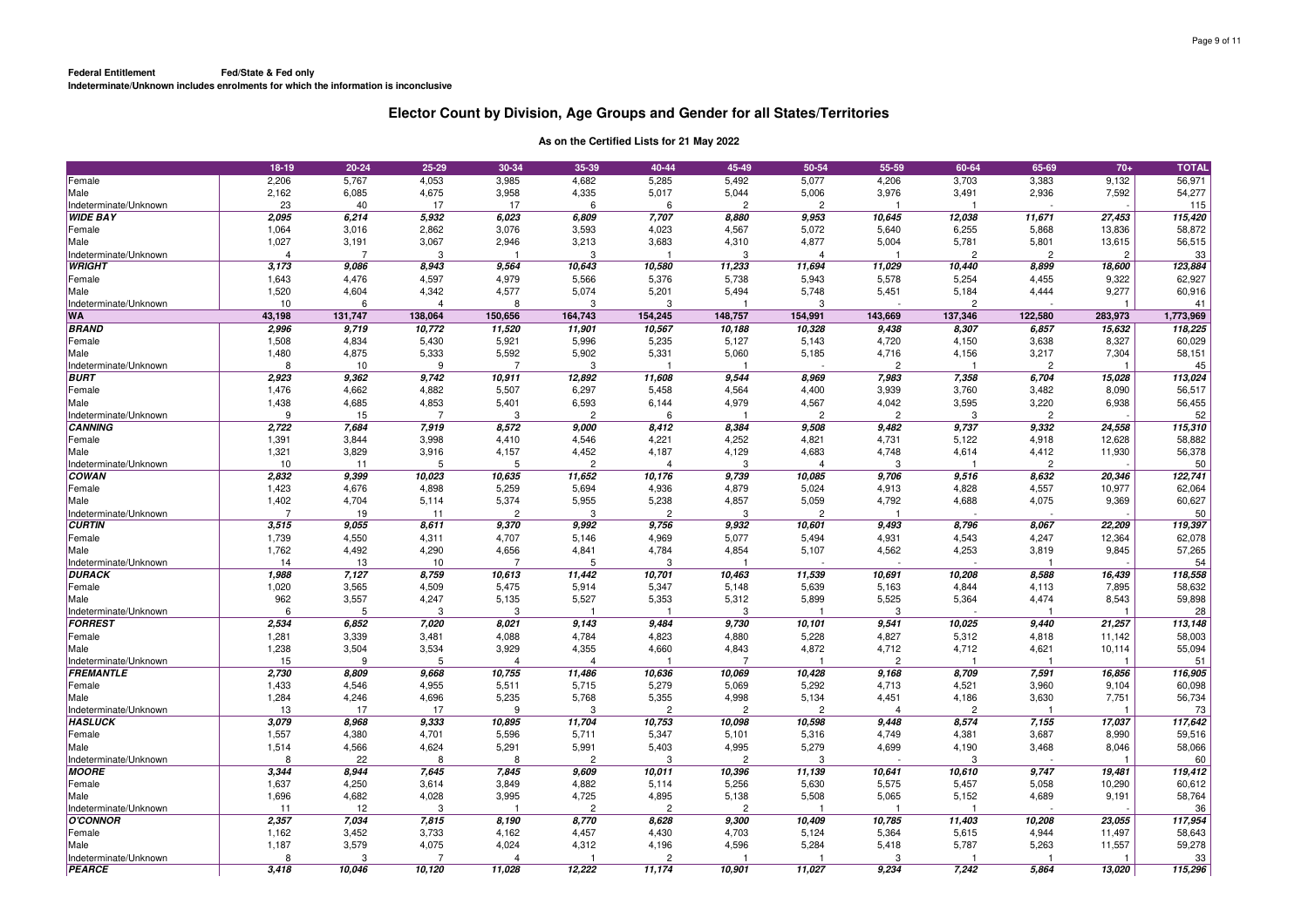**Federal Entitlement** **Fed/State & Fed only**
**Indeterminate/Unknown includes enrolments for which the information is inconclusive**

## Elector Count by Division, Age Groups and Gender for all States/Territories

### As on the Certified Lists for 21 May 2022

| | 18-19 | 20-24 | 25-29 | 30-34 | 35-39 | 40-44 | 45-49 | 50-54 | 55-59 | 60-64 | 65-69 | 70+ | TOTAL |
|---|---|---|---|---|---|---|---|---|---|---|---|---|---|
| Female | 2,206 | 5,767 | 4,053 | 3,985 | 4,682 | 5,285 | 5,492 | 5,077 | 4,206 | 3,703 | 3,383 | 9,132 | 56,971 |
| Male | 2,162 | 6,085 | 4,675 | 3,958 | 4,335 | 5,017 | 5,044 | 5,006 | 3,976 | 3,491 | 2,936 | 7,592 | 54,277 |
| Indeterminate/Unknown | 23 | 40 | 17 | 17 | 6 | 6 | 2 | 2 | 1 | 1 | - | - | 115 |
| ***WIDE BAY*** | ***2,095*** | ***6,214*** | ***5,932*** | ***6,023*** | ***6,809*** | ***7,707*** | ***8,880*** | ***9,953*** | ***10,645*** | ***12,038*** | ***11,671*** | ***27,453*** | ***115,420*** |
| Female | 1,064 | 3,016 | 2,862 | 3,076 | 3,593 | 4,023 | 4,567 | 5,072 | 5,640 | 6,255 | 5,868 | 13,836 | 58,872 |
| Male | 1,027 | 3,191 | 3,067 | 2,946 | 3,213 | 3,683 | 4,310 | 4,877 | 5,004 | 5,781 | 5,801 | 13,615 | 56,515 |
| Indeterminate/Unknown | 4 | 7 | 3 | 1 | 3 | 1 | 3 | 4 | 1 | 2 | 2 | 2 | 33 |
| ***WRIGHT*** | ***3,173*** | ***9,086*** | ***8,943*** | ***9,564*** | ***10,643*** | ***10,580*** | ***11,233*** | ***11,694*** | ***11,029*** | ***10,440*** | ***8,899*** | ***18,600*** | ***123,884*** |
| Female | 1,643 | 4,476 | 4,597 | 4,979 | 5,566 | 5,376 | 5,738 | 5,943 | 5,578 | 5,254 | 4,455 | 9,322 | 62,927 |
| Male | 1,520 | 4,604 | 4,342 | 4,577 | 5,074 | 5,201 | 5,494 | 5,748 | 5,451 | 5,184 | 4,444 | 9,277 | 60,916 |
| Indeterminate/Unknown | 10 | 6 | 4 | 8 | 3 | 3 | 1 | 3 | - | 2 | - | 1 | 41 |
| **WA** | **43,198** | **131,747** | **138,064** | **150,656** | **164,743** | **154,245** | **148,757** | **154,991** | **143,669** | **137,346** | **122,580** | **283,973** | **1,773,969** |
| ***BRAND*** | ***2,996*** | ***9,719*** | ***10,772*** | ***11,520*** | ***11,901*** | ***10,567*** | ***10,188*** | ***10,328*** | ***9,438*** | ***8,307*** | ***6,857*** | ***15,632*** | ***118,225*** |
| Female | 1,508 | 4,834 | 5,430 | 5,921 | 5,996 | 5,235 | 5,127 | 5,143 | 4,720 | 4,150 | 3,638 | 8,327 | 60,029 |
| Male | 1,480 | 4,875 | 5,333 | 5,592 | 5,902 | 5,331 | 5,060 | 5,185 | 4,716 | 4,156 | 3,217 | 7,304 | 58,151 |
| Indeterminate/Unknown | 8 | 10 | 9 | 7 | 3 | 1 | 1 | - | 2 | 1 | 2 | 1 | 45 |
| ***BURT*** | ***2,923*** | ***9,362*** | ***9,742*** | ***10,911*** | ***12,892*** | ***11,608*** | ***9,544*** | ***8,969*** | ***7,983*** | ***7,358*** | ***6,704*** | ***15,028*** | ***113,024*** |
| Female | 1,476 | 4,662 | 4,882 | 5,507 | 6,297 | 5,458 | 4,564 | 4,400 | 3,939 | 3,760 | 3,482 | 8,090 | 56,517 |
| Male | 1,438 | 4,685 | 4,853 | 5,401 | 6,593 | 6,144 | 4,979 | 4,567 | 4,042 | 3,595 | 3,220 | 6,938 | 56,455 |
| Indeterminate/Unknown | 9 | 15 | 7 | 3 | 2 | 6 | 1 | 2 | 2 | 3 | 2 | - | 52 |
| ***CANNING*** | ***2,722*** | ***7,684*** | ***7,919*** | ***8,572*** | ***9,000*** | ***8,412*** | ***8,384*** | ***9,508*** | ***9,482*** | ***9,737*** | ***9,332*** | ***24,558*** | ***115,310*** |
| Female | 1,391 | 3,844 | 3,998 | 4,410 | 4,546 | 4,221 | 4,252 | 4,821 | 4,731 | 5,122 | 4,918 | 12,628 | 58,882 |
| Male | 1,321 | 3,829 | 3,916 | 4,157 | 4,452 | 4,187 | 4,129 | 4,683 | 4,748 | 4,614 | 4,412 | 11,930 | 56,378 |
| Indeterminate/Unknown | 10 | 11 | 5 | 5 | 2 | 4 | 3 | 4 | 3 | 1 | 2 | - | 50 |
| ***COWAN*** | ***2,832*** | ***9,399*** | ***10,023*** | ***10,635*** | ***11,652*** | ***10,176*** | ***9,739*** | ***10,085*** | ***9,706*** | ***9,516*** | ***8,632*** | ***20,346*** | ***122,741*** |
| Female | 1,423 | 4,676 | 4,898 | 5,259 | 5,694 | 4,936 | 4,879 | 5,024 | 4,913 | 4,828 | 4,557 | 10,977 | 62,064 |
| Male | 1,402 | 4,704 | 5,114 | 5,374 | 5,955 | 5,238 | 4,857 | 5,059 | 4,792 | 4,688 | 4,075 | 9,369 | 60,627 |
| Indeterminate/Unknown | 7 | 19 | 11 | 2 | 3 | 2 | 3 | 2 | 1 | - | - | - | 50 |
| ***CURTIN*** | ***3,515*** | ***9,055*** | ***8,611*** | ***9,370*** | ***9,992*** | ***9,756*** | ***9,932*** | ***10,601*** | ***9,493*** | ***8,796*** | ***8,067*** | ***22,209*** | ***119,397*** |
| Female | 1,739 | 4,550 | 4,311 | 4,707 | 5,146 | 4,969 | 5,077 | 5,494 | 4,931 | 4,543 | 4,247 | 12,364 | 62,078 |
| Male | 1,762 | 4,492 | 4,290 | 4,656 | 4,841 | 4,784 | 4,854 | 5,107 | 4,562 | 4,253 | 3,819 | 9,845 | 57,265 |
| Indeterminate/Unknown | 14 | 13 | 10 | 7 | 5 | 3 | 1 | - | - | - | 1 | - | 54 |
| ***DURACK*** | ***1,988*** | ***7,127*** | ***8,759*** | ***10,613*** | ***11,442*** | ***10,701*** | ***10,463*** | ***11,539*** | ***10,691*** | ***10,208*** | ***8,588*** | ***16,439*** | ***118,558*** |
| Female | 1,020 | 3,565 | 4,509 | 5,475 | 5,914 | 5,347 | 5,148 | 5,639 | 5,163 | 4,844 | 4,113 | 7,895 | 58,632 |
| Male | 962 | 3,557 | 4,247 | 5,135 | 5,527 | 5,353 | 5,312 | 5,899 | 5,525 | 5,364 | 4,474 | 8,543 | 59,898 |
| Indeterminate/Unknown | 6 | 5 | 3 | 3 | 1 | 1 | 3 | 1 | 3 | - | 1 | 1 | 28 |
| ***FORREST*** | ***2,534*** | ***6,852*** | ***7,020*** | ***8,021*** | ***9,143*** | ***9,484*** | ***9,730*** | ***10,101*** | ***9,541*** | ***10,025*** | ***9,440*** | ***21,257*** | ***113,148*** |
| Female | 1,281 | 3,339 | 3,481 | 4,088 | 4,784 | 4,823 | 4,880 | 5,228 | 4,827 | 5,312 | 4,818 | 11,142 | 58,003 |
| Male | 1,238 | 3,504 | 3,534 | 3,929 | 4,355 | 4,660 | 4,843 | 4,872 | 4,712 | 4,712 | 4,621 | 10,114 | 55,094 |
| Indeterminate/Unknown | 15 | 9 | 5 | 4 | 4 | 1 | 7 | 1 | 2 | 1 | 1 | 1 | 51 |
| ***FREMANTLE*** | ***2,730*** | ***8,809*** | ***9,668*** | ***10,755*** | ***11,486*** | ***10,636*** | ***10,069*** | ***10,428*** | ***9,168*** | ***8,709*** | ***7,591*** | ***16,856*** | ***116,905*** |
| Female | 1,433 | 4,546 | 4,955 | 5,511 | 5,715 | 5,279 | 5,069 | 5,292 | 4,713 | 4,521 | 3,960 | 9,104 | 60,098 |
| Male | 1,284 | 4,246 | 4,696 | 5,235 | 5,768 | 5,355 | 4,998 | 5,134 | 4,451 | 4,186 | 3,630 | 7,751 | 56,734 |
| Indeterminate/Unknown | 13 | 17 | 17 | 9 | 3 | 2 | 2 | 2 | 4 | 2 | 1 | 1 | 73 |
| ***HASLUCK*** | ***3,079*** | ***8,968*** | ***9,333*** | ***10,895*** | ***11,704*** | ***10,753*** | ***10,098*** | ***10,598*** | ***9,448*** | ***8,574*** | ***7,155*** | ***17,037*** | ***117,642*** |
| Female | 1,557 | 4,380 | 4,701 | 5,596 | 5,711 | 5,347 | 5,101 | 5,316 | 4,749 | 4,381 | 3,687 | 8,990 | 59,516 |
| Male | 1,514 | 4,566 | 4,624 | 5,291 | 5,991 | 5,403 | 4,995 | 5,279 | 4,699 | 4,190 | 3,468 | 8,046 | 58,066 |
| Indeterminate/Unknown | 8 | 22 | 8 | 8 | 2 | 3 | 2 | 3 | - | 3 | - | 1 | 60 |
| ***MOORE*** | ***3,344*** | ***8,944*** | ***7,645*** | ***7,845*** | ***9,609*** | ***10,011*** | ***10,396*** | ***11,139*** | ***10,641*** | ***10,610*** | ***9,747*** | ***19,481*** | ***119,412*** |
| Female | 1,637 | 4,250 | 3,614 | 3,849 | 4,882 | 5,114 | 5,256 | 5,630 | 5,575 | 5,457 | 5,058 | 10,290 | 60,612 |
| Male | 1,696 | 4,682 | 4,028 | 3,995 | 4,725 | 4,895 | 5,138 | 5,508 | 5,065 | 5,152 | 4,689 | 9,191 | 58,764 |
| Indeterminate/Unknown | 11 | 12 | 3 | 1 | 2 | 2 | 2 | 1 | 1 | 1 | - | - | 36 |
| ***O'CONNOR*** | ***2,357*** | ***7,034*** | ***7,815*** | ***8,190*** | ***8,770*** | ***8,628*** | ***9,300*** | ***10,409*** | ***10,785*** | ***11,403*** | ***10,208*** | ***23,055*** | ***117,954*** |
| Female | 1,162 | 3,452 | 3,733 | 4,162 | 4,457 | 4,430 | 4,703 | 5,124 | 5,364 | 5,615 | 4,944 | 11,497 | 58,643 |
| Male | 1,187 | 3,579 | 4,075 | 4,024 | 4,312 | 4,196 | 4,596 | 5,284 | 5,418 | 5,787 | 5,263 | 11,557 | 59,278 |
| Indeterminate/Unknown | 8 | 3 | 7 | 4 | 1 | 2 | 1 | 1 | 3 | 1 | 1 | 1 | 33 |
| ***PEARCE*** | ***3,418*** | ***10,046*** | ***10,120*** | ***11,028*** | ***12,222*** | ***11,174*** | ***10,901*** | ***11,027*** | ***9,234*** | ***7,242*** | ***5,864*** | ***13,020*** | ***115,296*** |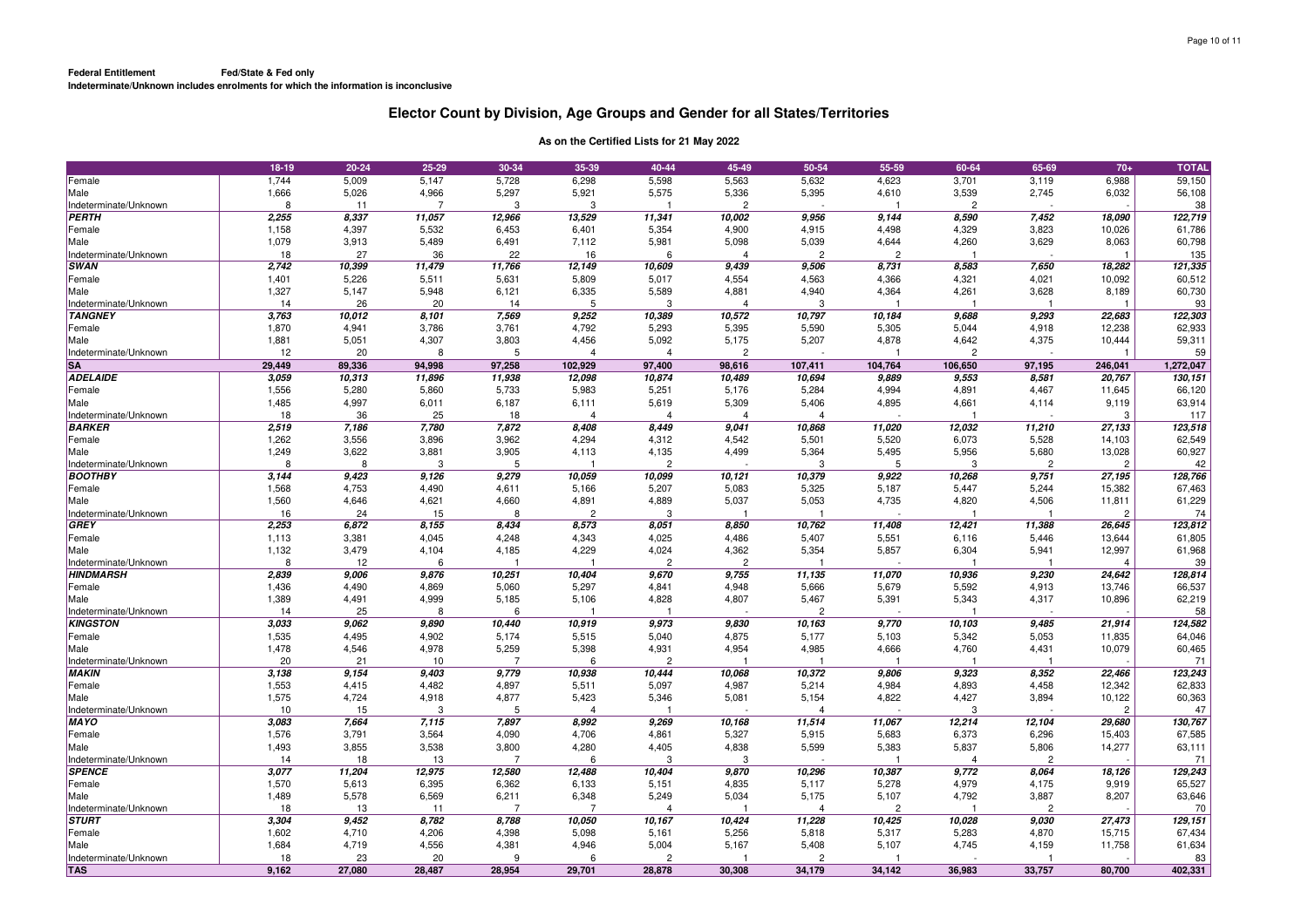**Federal Entitlement** **Fed/State & Fed only**

**Indeterminate/Unknown includes enrolments for which the information is inconclusive**

## Elector Count by Division, Age Groups and Gender for all States/Territories

**As on the Certified Lists for 21 May 2022**

| | 18-19 | 20-24 | 25-29 | 30-34 | 35-39 | 40-44 | 45-49 | 50-54 | 55-59 | 60-64 | 65-69 | 70+ | TOTAL |
|---|---|---|---|---|---|---|---|---|---|---|---|---|---|
| Female | 1,744 | 5,009 | 5,147 | 5,728 | 6,298 | 5,598 | 5,563 | 5,632 | 4,623 | 3,701 | 3,119 | 6,988 | 59,150 |
| Male | 1,666 | 5,026 | 4,966 | 5,297 | 5,921 | 5,575 | 5,336 | 5,395 | 4,610 | 3,539 | 2,745 | 6,032 | 56,108 |
| Indeterminate/Unknown | 8 | 11 | 7 | 3 | 3 | 1 | 2 | - | 1 | 2 | | - | 38 |
| ***PERTH*** | ***2,255*** | ***8,337*** | ***11,057*** | ***12,966*** | ***13,529*** | ***11,341*** | ***10,002*** | ***9,956*** | ***9,144*** | ***8,590*** | ***7,452*** | ***18,090*** | ***122,719*** |
| Female | 1,158 | 4,397 | 5,532 | 6,453 | 6,401 | 5,354 | 4,900 | 4,915 | 4,498 | 4,329 | 3,823 | 10,026 | 61,786 |
| Male | 1,079 | 3,913 | 5,489 | 6,491 | 7,112 | 5,981 | 5,098 | 5,039 | 4,644 | 4,260 | 3,629 | 8,063 | 60,798 |
| Indeterminate/Unknown | 18 | 27 | 36 | 22 | 16 | 6 | 4 | 2 | 2 | 1 | - | 1 | 135 |
| ***SWAN*** | ***2,742*** | ***10,399*** | ***11,479*** | ***11,766*** | ***12,149*** | ***10,609*** | ***9,439*** | ***9,506*** | ***8,731*** | ***8,583*** | ***7,650*** | ***18,282*** | ***121,335*** |
| Female | 1,401 | 5,226 | 5,511 | 5,631 | 5,809 | 5,017 | 4,554 | 4,563 | 4,366 | 4,321 | 4,021 | 10,092 | 60,512 |
| Male | 1,327 | 5,147 | 5,948 | 6,121 | 6,335 | 5,589 | 4,881 | 4,940 | 4,364 | 4,261 | 3,628 | 8,189 | 60,730 |
| Indeterminate/Unknown | 14 | 26 | 20 | 14 | 5 | 3 | 4 | 3 | 1 | 1 | 1 | 1 | 93 |
| ***TANGNEY*** | ***3,763*** | ***10,012*** | ***8,101*** | ***7,569*** | ***9,252*** | ***10,389*** | ***10,572*** | ***10,797*** | ***10,184*** | ***9,688*** | ***9,293*** | ***22,683*** | ***122,303*** |
| Female | 1,870 | 4,941 | 3,786 | 3,761 | 4,792 | 5,293 | 5,395 | 5,590 | 5,305 | 5,044 | 4,918 | 12,238 | 62,933 |
| Male | 1,881 | 5,051 | 4,307 | 3,803 | 4,456 | 5,092 | 5,175 | 5,207 | 4,878 | 4,642 | 4,375 | 10,444 | 59,311 |
| Indeterminate/Unknown | 12 | 20 | 8 | 5 | 4 | 4 | 2 | - | 1 | 2 | - | 1 | 59 |
| **SA** | **29,449** | **89,336** | **94,998** | **97,258** | **102,929** | **97,400** | **98,616** | **107,411** | **104,764** | **106,650** | **97,195** | **246,041** | **1,272,047** |
| ***ADELAIDE*** | ***3,059*** | ***10,313*** | ***11,896*** | ***11,938*** | ***12,098*** | ***10,874*** | ***10,489*** | ***10,694*** | ***9,889*** | ***9,553*** | ***8,581*** | ***20,767*** | ***130,151*** |
| Female | 1,556 | 5,280 | 5,860 | 5,733 | 5,983 | 5,251 | 5,176 | 5,284 | 4,994 | 4,891 | 4,467 | 11,645 | 66,120 |
| Male | 1,485 | 4,997 | 6,011 | 6,187 | 6,111 | 5,619 | 5,309 | 5,406 | 4,895 | 4,661 | 4,114 | 9,119 | 63,914 |
| Indeterminate/Unknown | 18 | 36 | 25 | 18 | 4 | 4 | 4 | 4 | - | 1 | - | 3 | 117 |
| ***BARKER*** | ***2,519*** | ***7,186*** | ***7,780*** | ***7,872*** | ***8,408*** | ***8,449*** | ***9,041*** | ***10,868*** | ***11,020*** | ***12,032*** | ***11,210*** | ***27,133*** | ***123,518*** |
| Female | 1,262 | 3,556 | 3,896 | 3,962 | 4,294 | 4,312 | 4,542 | 5,501 | 5,520 | 6,073 | 5,528 | 14,103 | 62,549 |
| Male | 1,249 | 3,622 | 3,881 | 3,905 | 4,113 | 4,135 | 4,499 | 5,364 | 5,495 | 5,956 | 5,680 | 13,028 | 60,927 |
| Indeterminate/Unknown | 8 | 8 | 3 | 5 | 1 | 2 | - | 3 | 5 | 3 | 2 | 2 | 42 |
| ***BOOTHBY*** | ***3,144*** | ***9,423*** | ***9,126*** | ***9,279*** | ***10,059*** | ***10,099*** | ***10,121*** | ***10,379*** | ***9,922*** | ***10,268*** | ***9,751*** | ***27,195*** | ***128,766*** |
| Female | 1,568 | 4,753 | 4,490 | 4,611 | 5,166 | 5,207 | 5,083 | 5,325 | 5,187 | 5,447 | 5,244 | 15,382 | 67,463 |
| Male | 1,560 | 4,646 | 4,621 | 4,660 | 4,891 | 4,889 | 5,037 | 5,053 | 4,735 | 4,820 | 4,506 | 11,811 | 61,229 |
| Indeterminate/Unknown | 16 | 24 | 15 | 8 | 2 | 3 | 1 | 1 | - | 1 | 1 | 2 | 74 |
| ***GREY*** | ***2,253*** | ***6,872*** | ***8,155*** | ***8,434*** | ***8,573*** | ***8,051*** | ***8,850*** | ***10,762*** | ***11,408*** | ***12,421*** | ***11,388*** | ***26,645*** | ***123,812*** |
| Female | 1,113 | 3,381 | 4,045 | 4,248 | 4,343 | 4,025 | 4,486 | 5,407 | 5,551 | 6,116 | 5,446 | 13,644 | 61,805 |
| Male | 1,132 | 3,479 | 4,104 | 4,185 | 4,229 | 4,024 | 4,362 | 5,354 | 5,857 | 6,304 | 5,941 | 12,997 | 61,968 |
| Indeterminate/Unknown | 8 | 12 | 6 | 1 | 1 | 2 | 2 | 1 | - | 1 | 1 | 4 | 39 |
| ***HINDMARSH*** | ***2,839*** | ***9,006*** | ***9,876*** | ***10,251*** | ***10,404*** | ***9,670*** | ***9,755*** | ***11,135*** | ***11,070*** | ***10,936*** | ***9,230*** | ***24,642*** | ***128,814*** |
| Female | 1,436 | 4,490 | 4,869 | 5,060 | 5,297 | 4,841 | 4,948 | 5,666 | 5,679 | 5,592 | 4,913 | 13,746 | 66,537 |
| Male | 1,389 | 4,491 | 4,999 | 5,185 | 5,106 | 4,828 | 4,807 | 5,467 | 5,391 | 5,343 | 4,317 | 10,896 | 62,219 |
| Indeterminate/Unknown | 14 | 25 | 8 | 6 | 1 | 1 | - | 2 | - | 1 | - | - | 58 |
| ***KINGSTON*** | ***3,033*** | ***9,062*** | ***9,890*** | ***10,440*** | ***10,919*** | ***9,973*** | ***9,830*** | ***10,163*** | ***9,770*** | ***10,103*** | ***9,485*** | ***21,914*** | ***124,582*** |
| Female | 1,535 | 4,495 | 4,902 | 5,174 | 5,515 | 5,040 | 4,875 | 5,177 | 5,103 | 5,342 | 5,053 | 11,835 | 64,046 |
| Male | 1,478 | 4,546 | 4,978 | 5,259 | 5,398 | 4,931 | 4,954 | 4,985 | 4,666 | 4,760 | 4,431 | 10,079 | 60,465 |
| Indeterminate/Unknown | 20 | 21 | 10 | 7 | 6 | 2 | 1 | 1 | 1 | 1 | 1 | - | 71 |
| ***MAKIN*** | ***3,138*** | ***9,154*** | ***9,403*** | ***9,779*** | ***10,938*** | ***10,444*** | ***10,068*** | ***10,372*** | ***9,806*** | ***9,323*** | ***8,352*** | ***22,466*** | ***123,243*** |
| Female | 1,553 | 4,415 | 4,482 | 4,897 | 5,511 | 5,097 | 4,987 | 5,214 | 4,984 | 4,893 | 4,458 | 12,342 | 62,833 |
| Male | 1,575 | 4,724 | 4,918 | 4,877 | 5,423 | 5,346 | 5,081 | 5,154 | 4,822 | 4,427 | 3,894 | 10,122 | 60,363 |
| Indeterminate/Unknown | 10 | 15 | 3 | 5 | 4 | 1 | - | 4 | - | 3 | - | 2 | 47 |
| ***MAYO*** | ***3,083*** | ***7,664*** | ***7,115*** | ***7,897*** | ***8,992*** | ***9,269*** | ***10,168*** | ***11,514*** | ***11,067*** | ***12,214*** | ***12,104*** | ***29,680*** | ***130,767*** |
| Female | 1,576 | 3,791 | 3,564 | 4,090 | 4,706 | 4,861 | 5,327 | 5,915 | 5,683 | 6,373 | 6,296 | 15,403 | 67,585 |
| Male | 1,493 | 3,855 | 3,538 | 3,800 | 4,280 | 4,405 | 4,838 | 5,599 | 5,383 | 5,837 | 5,806 | 14,277 | 63,111 |
| Indeterminate/Unknown | 14 | 18 | 13 | 7 | 6 | 3 | 3 | - | 1 | 4 | 2 | - | 71 |
| ***SPENCE*** | ***3,077*** | ***11,204*** | ***12,975*** | ***12,580*** | ***12,488*** | ***10,404*** | ***9,870*** | ***10,296*** | ***10,387*** | ***9,772*** | ***8,064*** | ***18,126*** | ***129,243*** |
| Female | 1,570 | 5,613 | 6,395 | 6,362 | 6,133 | 5,151 | 4,835 | 5,117 | 5,278 | 4,979 | 4,175 | 9,919 | 65,527 |
| Male | 1,489 | 5,578 | 6,569 | 6,211 | 6,348 | 5,249 | 5,034 | 5,175 | 5,107 | 4,792 | 3,887 | 8,207 | 63,646 |
| Indeterminate/Unknown | 18 | 13 | 11 | 7 | 7 | 4 | 1 | 4 | 2 | 1 | 2 | - | 70 |
| ***STURT*** | ***3,304*** | ***9,452*** | ***8,782*** | ***8,788*** | ***10,050*** | ***10,167*** | ***10,424*** | ***11,228*** | ***10,425*** | ***10,028*** | ***9,030*** | ***27,473*** | ***129,151*** |
| Female | 1,602 | 4,710 | 4,206 | 4,398 | 5,098 | 5,161 | 5,256 | 5,818 | 5,317 | 5,283 | 4,870 | 15,715 | 67,434 |
| Male | 1,684 | 4,719 | 4,556 | 4,381 | 4,946 | 5,004 | 5,167 | 5,408 | 5,107 | 4,745 | 4,159 | 11,758 | 61,634 |
| Indeterminate/Unknown | 18 | 23 | 20 | 9 | 6 | 2 | 1 | 2 | 1 | - | 1 | - | 83 |
| **TAS** | **9,162** | **27,080** | **28,487** | **28,954** | **29,701** | **28,878** | **30,308** | **34,179** | **34,142** | **36,983** | **33,757** | **80,700** | **402,331** |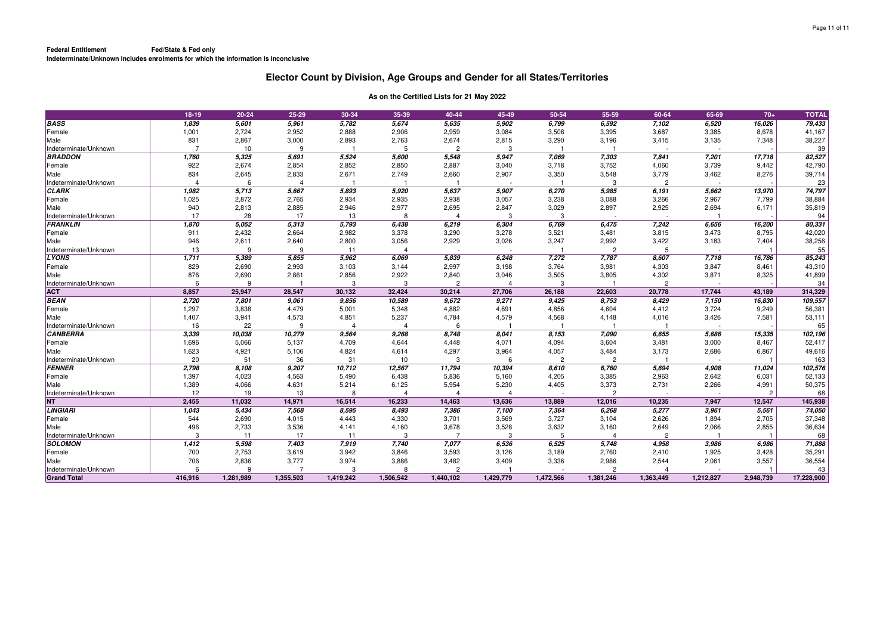**Federal Entitlement** **Fed/State & Fed only**
**Indeterminate/Unknown includes enrolments for which the information is inconclusive**

# Elector Count by Division, Age Groups and Gender for all States/Territories

### As on the Certified Lists for 21 May 2022

| | 18-19 | 20-24 | 25-29 | 30-34 | 35-39 | 40-44 | 45-49 | 50-54 | 55-59 | 60-64 | 65-69 | 70+ | TOTAL |
|---|---|---|---|---|---|---|---|---|---|---|---|---|---|
| ***BASS*** | ***1,839*** | ***5,601*** | ***5,961*** | ***5,782*** | ***5,674*** | ***5,635*** | ***5,902*** | ***6,799*** | ***6,592*** | ***7,102*** | ***6,520*** | ***16,026*** | ***79,433*** |
| Female | 1,001 | 2,724 | 2,952 | 2,888 | 2,906 | 2,959 | 3,084 | 3,508 | 3,395 | 3,687 | 3,385 | 8,678 | 41,167 |
| Male | 831 | 2,867 | 3,000 | 2,893 | 2,763 | 2,674 | 2,815 | 3,290 | 3,196 | 3,415 | 3,135 | 7,348 | 38,227 |
| Indeterminate/Unknown | 7 | 10 | 9 | 1 | 5 | 2 | 3 | 1 | 1 | - | - | - | 39 |
| ***BRADDON*** | ***1,760*** | ***5,325*** | ***5,691*** | ***5,524*** | ***5,600*** | ***5,548*** | ***5,947*** | ***7,069*** | ***7,303*** | ***7,841*** | ***7,201*** | ***17,718*** | ***82,527*** |
| Female | 922 | 2,674 | 2,854 | 2,852 | 2,850 | 2,887 | 3,040 | 3,718 | 3,752 | 4,060 | 3,739 | 9,442 | 42,790 |
| Male | 834 | 2,645 | 2,833 | 2,671 | 2,749 | 2,660 | 2,907 | 3,350 | 3,548 | 3,779 | 3,462 | 8,276 | 39,714 |
| Indeterminate/Unknown | 4 | 6 | 4 | 1 | 1 | 1 | - | 1 | 3 | 2 | - | - | 23 |
| ***CLARK*** | ***1,982*** | ***5,713*** | ***5,667*** | ***5,893*** | ***5,920*** | ***5,637*** | ***5,907*** | ***6,270*** | ***5,985*** | ***6,191*** | ***5,662*** | ***13,970*** | ***74,797*** |
| Female | 1,025 | 2,872 | 2,765 | 2,934 | 2,935 | 2,938 | 3,057 | 3,238 | 3,088 | 3,266 | 2,967 | 7,799 | 38,884 |
| Male | 940 | 2,813 | 2,885 | 2,946 | 2,977 | 2,695 | 2,847 | 3,029 | 2,897 | 2,925 | 2,694 | 6,171 | 35,819 |
| Indeterminate/Unknown | 17 | 28 | 17 | 13 | 8 | 4 | 3 | 3 | - | - | 1 | - | 94 |
| ***FRANKLIN*** | ***1,870*** | ***5,052*** | ***5,313*** | ***5,793*** | ***6,438*** | ***6,219*** | ***6,304*** | ***6,769*** | ***6,475*** | ***7,242*** | ***6,656*** | ***16,200*** | ***80,331*** |
| Female | 911 | 2,432 | 2,664 | 2,982 | 3,378 | 3,290 | 3,278 | 3,521 | 3,481 | 3,815 | 3,473 | 8,795 | 42,020 |
| Male | 946 | 2,611 | 2,640 | 2,800 | 3,056 | 2,929 | 3,026 | 3,247 | 2,992 | 3,422 | 3,183 | 7,404 | 38,256 |
| Indeterminate/Unknown | 13 | 9 | 9 | 11 | 4 | - | - | 1 | 2 | 5 | - | 1 | 55 |
| ***LYONS*** | ***1,711*** | ***5,389*** | ***5,855*** | ***5,962*** | ***6,069*** | ***5,839*** | ***6,248*** | ***7,272*** | ***7,787*** | ***8,607*** | ***7,718*** | ***16,786*** | ***85,243*** |
| Female | 829 | 2,690 | 2,993 | 3,103 | 3,144 | 2,997 | 3,198 | 3,764 | 3,981 | 4,303 | 3,847 | 8,461 | 43,310 |
| Male | 876 | 2,690 | 2,861 | 2,856 | 2,922 | 2,840 | 3,046 | 3,505 | 3,805 | 4,302 | 3,871 | 8,325 | 41,899 |
| Indeterminate/Unknown | 6 | 9 | 1 | 3 | 3 | 2 | 4 | 3 | 1 | 2 | - | - | 34 |
| **ACT** | **8,857** | **25,947** | **28,547** | **30,132** | **32,424** | **30,214** | **27,706** | **26,188** | **22,603** | **20,778** | **17,744** | **43,189** | **314,329** |
| ***BEAN*** | ***2,720*** | ***7,801*** | ***9,061*** | ***9,856*** | ***10,589*** | ***9,672*** | ***9,271*** | ***9,425*** | ***8,753*** | ***8,429*** | ***7,150*** | ***16,830*** | ***109,557*** |
| Female | 1,297 | 3,838 | 4,479 | 5,001 | 5,348 | 4,882 | 4,691 | 4,856 | 4,604 | 4,412 | 3,724 | 9,249 | 56,381 |
| Male | 1,407 | 3,941 | 4,573 | 4,851 | 5,237 | 4,784 | 4,579 | 4,568 | 4,148 | 4,016 | 3,426 | 7,581 | 53,111 |
| Indeterminate/Unknown | 16 | 22 | 9 | 4 | 4 | 6 | 1 | 1 | 1 | 1 | - | - | 65 |
| ***CANBERRA*** | ***3,339*** | ***10,038*** | ***10,279*** | ***9,564*** | ***9,268*** | ***8,748*** | ***8,041*** | ***8,153*** | ***7,090*** | ***6,655*** | ***5,686*** | ***15,335*** | ***102,196*** |
| Female | 1,696 | 5,066 | 5,137 | 4,709 | 4,644 | 4,448 | 4,071 | 4,094 | 3,604 | 3,481 | 3,000 | 8,467 | 52,417 |
| Male | 1,623 | 4,921 | 5,106 | 4,824 | 4,614 | 4,297 | 3,964 | 4,057 | 3,484 | 3,173 | 2,686 | 6,867 | 49,616 |
| Indeterminate/Unknown | 20 | 51 | 36 | 31 | 10 | 3 | 6 | 2 | 2 | 1 | - | 1 | 163 |
| ***FENNER*** | ***2,798*** | ***8,108*** | ***9,207*** | ***10,712*** | ***12,567*** | ***11,794*** | ***10,394*** | ***8,610*** | ***6,760*** | ***5,694*** | ***4,908*** | ***11,024*** | ***102,576*** |
| Female | 1,397 | 4,023 | 4,563 | 5,490 | 6,438 | 5,836 | 5,160 | 4,205 | 3,385 | 2,963 | 2,642 | 6,031 | 52,133 |
| Male | 1,389 | 4,066 | 4,631 | 5,214 | 6,125 | 5,954 | 5,230 | 4,405 | 3,373 | 2,731 | 2,266 | 4,991 | 50,375 |
| Indeterminate/Unknown | 12 | 19 | 13 | 8 | 4 | 4 | 4 | - | 2 | - | - | 2 | 68 |
| **NT** | **2,455** | **11,032** | **14,971** | **16,514** | **16,233** | **14,463** | **13,636** | **13,889** | **12,016** | **10,235** | **7,947** | **12,547** | **145,938** |
| ***LINGIARI*** | ***1,043*** | ***5,434*** | ***7,568*** | ***8,595*** | ***8,493*** | ***7,386*** | ***7,100*** | ***7,364*** | ***6,268*** | ***5,277*** | ***3,961*** | ***5,561*** | ***74,050*** |
| Female | 544 | 2,690 | 4,015 | 4,443 | 4,330 | 3,701 | 3,569 | 3,727 | 3,104 | 2,626 | 1,894 | 2,705 | 37,348 |
| Male | 496 | 2,733 | 3,536 | 4,141 | 4,160 | 3,678 | 3,528 | 3,632 | 3,160 | 2,649 | 2,066 | 2,855 | 36,634 |
| Indeterminate/Unknown | 3 | 11 | 17 | 11 | 3 | 7 | 3 | 5 | 4 | 2 | 1 | 1 | 68 |
| ***SOLOMON*** | ***1,412*** | ***5,598*** | ***7,403*** | ***7,919*** | ***7,740*** | ***7,077*** | ***6,536*** | ***6,525*** | ***5,748*** | ***4,958*** | ***3,986*** | ***6,986*** | ***71,888*** |
| Female | 700 | 2,753 | 3,619 | 3,942 | 3,846 | 3,593 | 3,126 | 3,189 | 2,760 | 2,410 | 1,925 | 3,428 | 35,291 |
| Male | 706 | 2,836 | 3,777 | 3,974 | 3,886 | 3,482 | 3,409 | 3,336 | 2,986 | 2,544 | 2,061 | 3,557 | 36,554 |
| Indeterminate/Unknown | 6 | 9 | 7 | 3 | 8 | 2 | 1 | - | 2 | 4 | - | 1 | 43 |
| **Grand Total** | **416,916** | **1,281,989** | **1,355,503** | **1,419,242** | **1,506,542** | **1,440,102** | **1,429,779** | **1,472,566** | **1,381,246** | **1,363,449** | **1,212,827** | **2,948,739** | **17,228,900** |